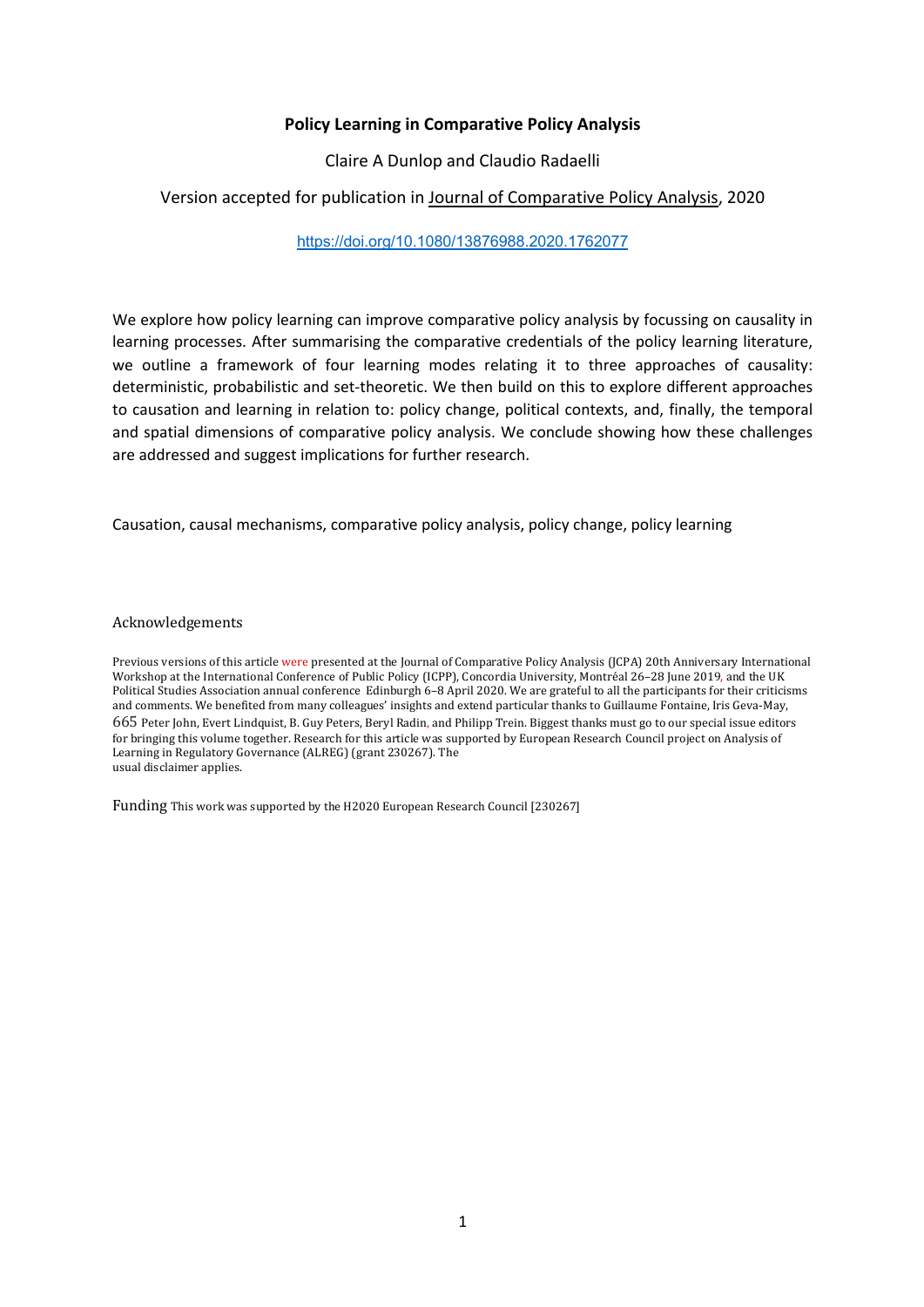**Policy Learning in Comparative Policy Analysis**

Claire A Dunlop and Claudio Radaelli

Version accepted for publication in Journal of Comparative Policy Analysis, 2020

https://doi.org/10.1080/13876988.2020.1762077

We explore how policy learning can improve comparative policy analysis by focussing on causality in learning processes. After summarising the comparative credentials of the policy learning literature, we outline a framework of four learning modes relating it to three approaches of causality: deterministic, probabilistic and set-theoretic. We then build on this to explore different approaches to causation and learning in relation to: policy change, political contexts, and, finally, the temporal and spatial dimensions of comparative policy analysis. We conclude showing how these challenges are addressed and suggest implications for further research.

Causation, causal mechanisms, comparative policy analysis, policy change, policy learning

Acknowledgements

Previous versions of this article were presented at the Journal of Comparative Policy Analysis (JCPA) 20th Anniversary International Workshop at the International Conference of Public Policy (ICPP), Concordia University, Montréal 26–28 June 2019, and the UK Political Studies Association annual conference Edinburgh 6–8 April 2020. We are grateful to all the participants for their criticisms and comments. We benefited from many colleagues' insights and extend particular thanks to Guillaume Fontaine, Iris Geva-May, 665 Peter John, Evert Lindquist, B. Guy Peters, Beryl Radin, and Philipp Trein. Biggest thanks must go to our special issue editors for bringing this volume together. Research for this article was supported by European Research Council project on Analysis of Learning in Regulatory Governance (ALREG) (grant 230267). The usual disclaimer applies.

Funding This work was supported by the H2020 European Research Council [230267]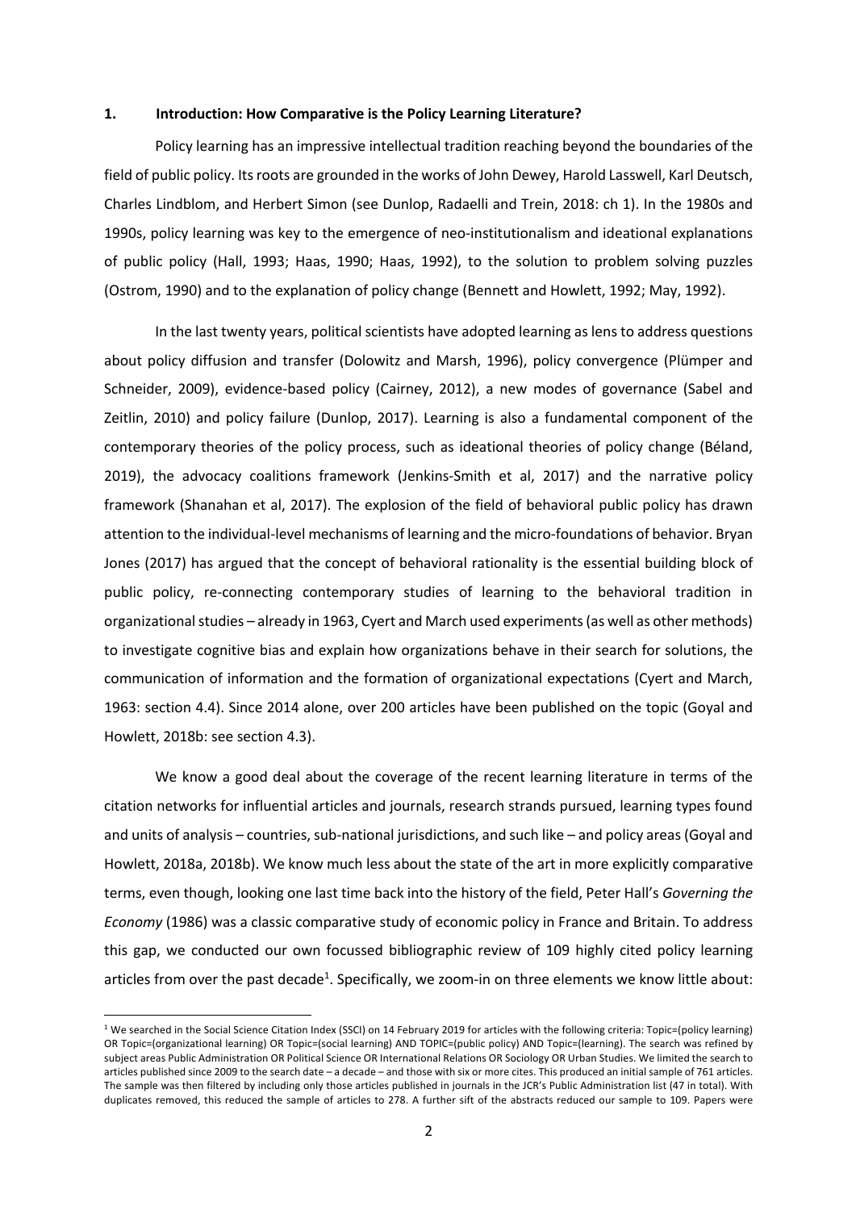## 1. Introduction: How Comparative is the Policy Learning Literature?

Policy learning has an impressive intellectual tradition reaching beyond the boundaries of the field of public policy. Its roots are grounded in the works of John Dewey, Harold Lasswell, Karl Deutsch, Charles Lindblom, and Herbert Simon (see Dunlop, Radaelli and Trein, 2018: ch 1). In the 1980s and 1990s, policy learning was key to the emergence of neo-institutionalism and ideational explanations of public policy (Hall, 1993; Haas, 1990; Haas, 1992), to the solution to problem solving puzzles (Ostrom, 1990) and to the explanation of policy change (Bennett and Howlett, 1992; May, 1992).

In the last twenty years, political scientists have adopted learning as lens to address questions about policy diffusion and transfer (Dolowitz and Marsh, 1996), policy convergence (Plümper and Schneider, 2009), evidence-based policy (Cairney, 2012), a new modes of governance (Sabel and Zeitlin, 2010) and policy failure (Dunlop, 2017). Learning is also a fundamental component of the contemporary theories of the policy process, such as ideational theories of policy change (Béland, 2019), the advocacy coalitions framework (Jenkins-Smith et al, 2017) and the narrative policy framework (Shanahan et al, 2017). The explosion of the field of behavioral public policy has drawn attention to the individual-level mechanisms of learning and the micro-foundations of behavior. Bryan Jones (2017) has argued that the concept of behavioral rationality is the essential building block of public policy, re-connecting contemporary studies of learning to the behavioral tradition in organizational studies – already in 1963, Cyert and March used experiments (as well as other methods) to investigate cognitive bias and explain how organizations behave in their search for solutions, the communication of information and the formation of organizational expectations (Cyert and March, 1963: section 4.4). Since 2014 alone, over 200 articles have been published on the topic (Goyal and Howlett, 2018b: see section 4.3).

We know a good deal about the coverage of the recent learning literature in terms of the citation networks for influential articles and journals, research strands pursued, learning types found and units of analysis – countries, sub-national jurisdictions, and such like – and policy areas (Goyal and Howlett, 2018a, 2018b). We know much less about the state of the art in more explicitly comparative terms, even though, looking one last time back into the history of the field, Peter Hall's *Governing the Economy* (1986) was a classic comparative study of economic policy in France and Britain. To address this gap, we conducted our own focussed bibliographic review of 109 highly cited policy learning articles from over the past decade[1]. Specifically, we zoom-in on three elements we know little about:

[1] We searched in the Social Science Citation Index (SSCI) on 14 February 2019 for articles with the following criteria: Topic=(policy learning) OR Topic=(organizational learning) OR Topic=(social learning) AND TOPIC=(public policy) AND Topic=(learning). The search was refined by subject areas Public Administration OR Political Science OR International Relations OR Sociology OR Urban Studies. We limited the search to articles published since 2009 to the search date – a decade – and those with six or more cites. This produced an initial sample of 761 articles. The sample was then filtered by including only those articles published in journals in the JCR's Public Administration list (47 in total). With duplicates removed, this reduced the sample of articles to 278. A further sift of the abstracts reduced our sample to 109. Papers were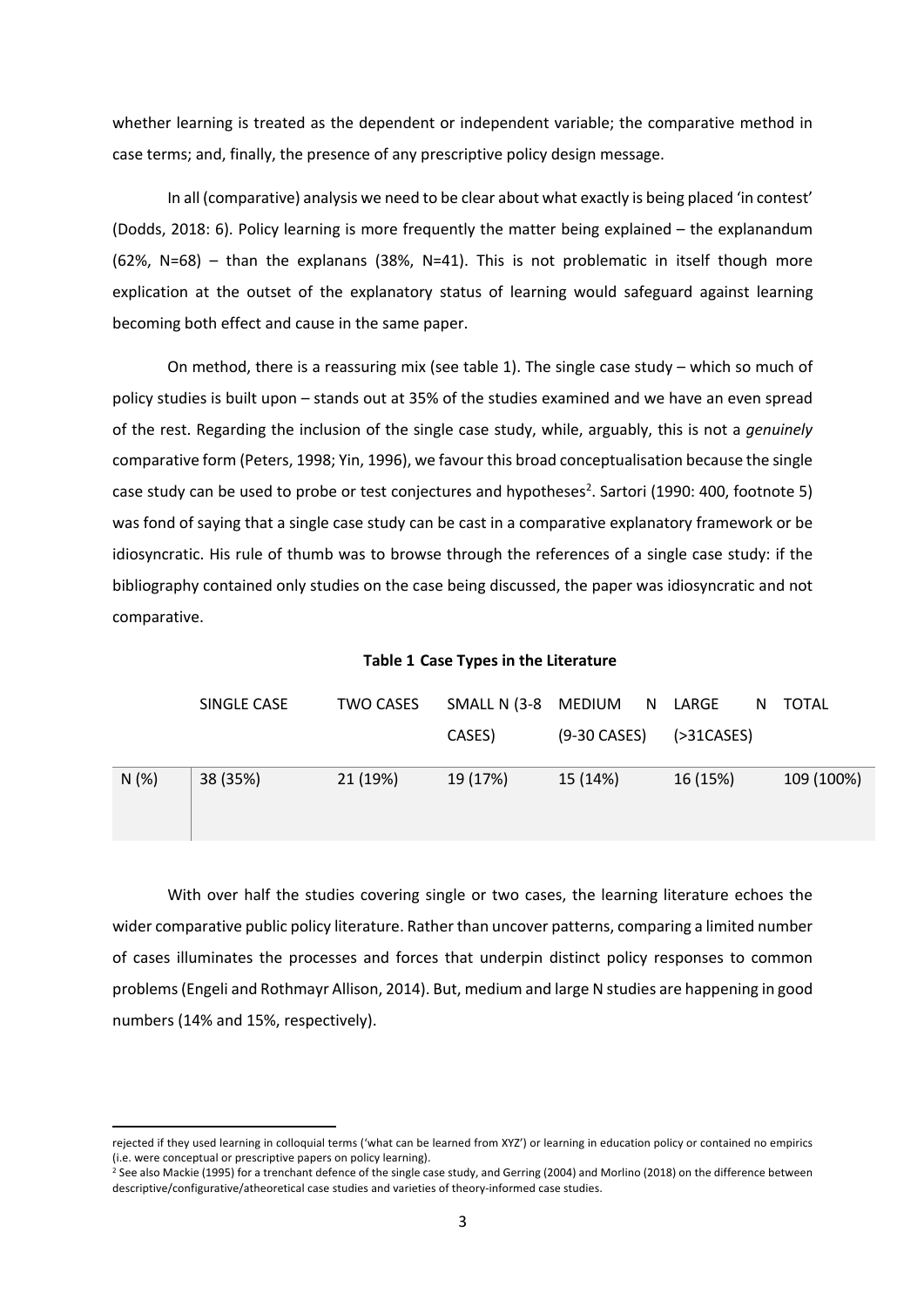whether learning is treated as the dependent or independent variable; the comparative method in case terms; and, finally, the presence of any prescriptive policy design message.

In all (comparative) analysis we need to be clear about what exactly is being placed 'in contest' (Dodds, 2018: 6). Policy learning is more frequently the matter being explained – the explanandum (62%, N=68) – than the explanans (38%, N=41). This is not problematic in itself though more explication at the outset of the explanatory status of learning would safeguard against learning becoming both effect and cause in the same paper.

On method, there is a reassuring mix (see table 1). The single case study – which so much of policy studies is built upon – stands out at 35% of the studies examined and we have an even spread of the rest. Regarding the inclusion of the single case study, while, arguably, this is not a *genuinely* comparative form (Peters, 1998; Yin, 1996), we favour this broad conceptualisation because the single case study can be used to probe or test conjectures and hypotheses[2]. Sartori (1990: 400, footnote 5) was fond of saying that a single case study can be cast in a comparative explanatory framework or be idiosyncratic. His rule of thumb was to browse through the references of a single case study: if the bibliography contained only studies on the case being discussed, the paper was idiosyncratic and not comparative.

**Table 1 Case Types in the Literature**

| | SINGLE CASE | TWO CASES | SMALL N (3-8 CASES) | MEDIUM N (9-30 CASES) | LARGE N (>31CASES) | TOTAL |
|---|---|---|---|---|---|---|
| N (%) | 38 (35%) | 21 (19%) | 19 (17%) | 15 (14%) | 16 (15%) | 109 (100%) |

With over half the studies covering single or two cases, the learning literature echoes the wider comparative public policy literature. Rather than uncover patterns, comparing a limited number of cases illuminates the processes and forces that underpin distinct policy responses to common problems (Engeli and Rothmayr Allison, 2014). But, medium and large N studies are happening in good numbers (14% and 15%, respectively).

rejected if they used learning in colloquial terms ('what can be learned from XYZ') or learning in education policy or contained no empirics (i.e. were conceptual or prescriptive papers on policy learning).

[2] See also Mackie (1995) for a trenchant defence of the single case study, and Gerring (2004) and Morlino (2018) on the difference between descriptive/configurative/atheoretical case studies and varieties of theory-informed case studies.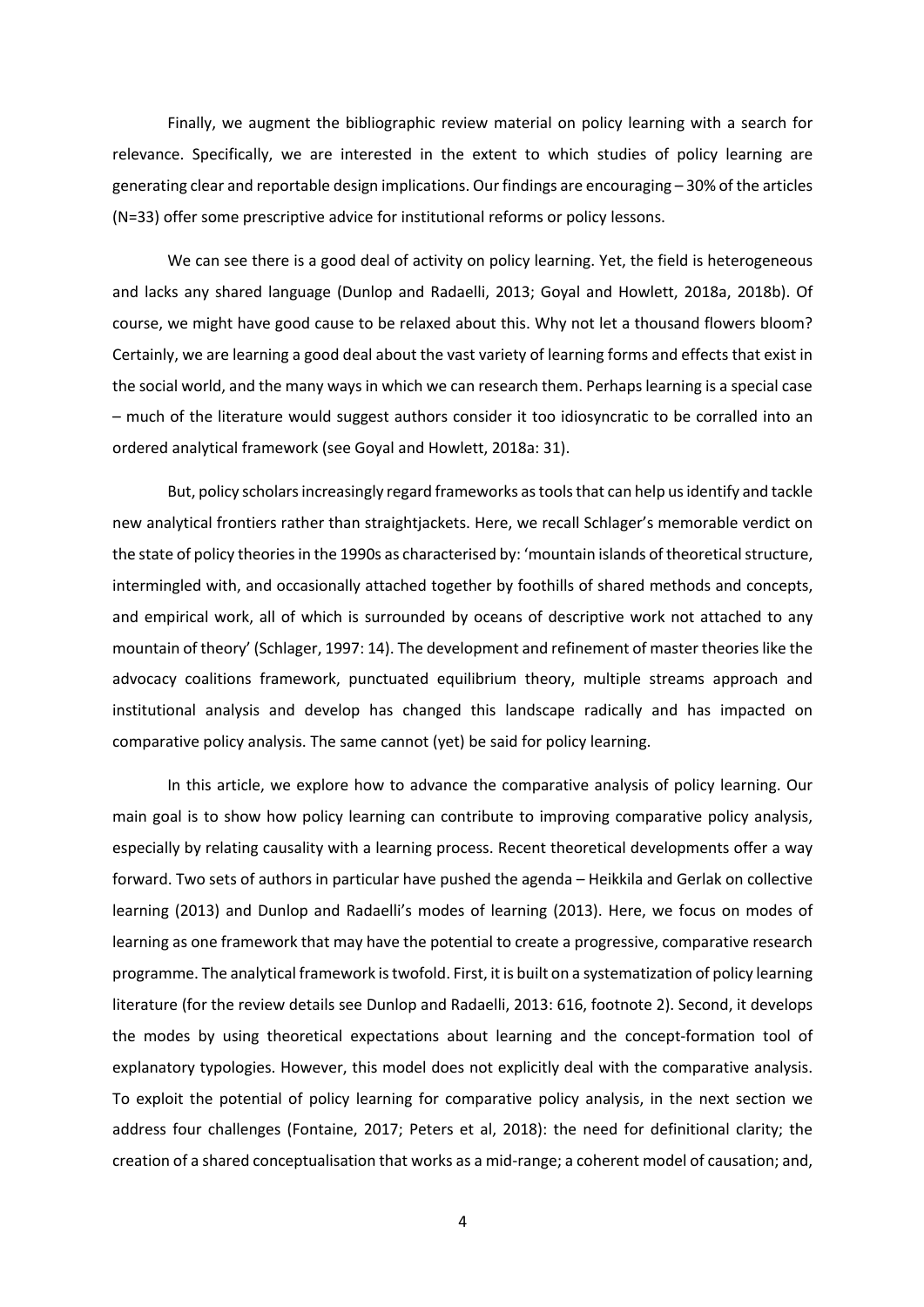Finally, we augment the bibliographic review material on policy learning with a search for relevance. Specifically, we are interested in the extent to which studies of policy learning are generating clear and reportable design implications. Our findings are encouraging – 30% of the articles (N=33) offer some prescriptive advice for institutional reforms or policy lessons.

We can see there is a good deal of activity on policy learning. Yet, the field is heterogeneous and lacks any shared language (Dunlop and Radaelli, 2013; Goyal and Howlett, 2018a, 2018b). Of course, we might have good cause to be relaxed about this. Why not let a thousand flowers bloom? Certainly, we are learning a good deal about the vast variety of learning forms and effects that exist in the social world, and the many ways in which we can research them. Perhaps learning is a special case – much of the literature would suggest authors consider it too idiosyncratic to be corralled into an ordered analytical framework (see Goyal and Howlett, 2018a: 31).

But, policy scholars increasingly regard frameworks as tools that can help us identify and tackle new analytical frontiers rather than straightjackets. Here, we recall Schlager's memorable verdict on the state of policy theories in the 1990s as characterised by: 'mountain islands of theoretical structure, intermingled with, and occasionally attached together by foothills of shared methods and concepts, and empirical work, all of which is surrounded by oceans of descriptive work not attached to any mountain of theory' (Schlager, 1997: 14). The development and refinement of master theories like the advocacy coalitions framework, punctuated equilibrium theory, multiple streams approach and institutional analysis and develop has changed this landscape radically and has impacted on comparative policy analysis. The same cannot (yet) be said for policy learning.

In this article, we explore how to advance the comparative analysis of policy learning. Our main goal is to show how policy learning can contribute to improving comparative policy analysis, especially by relating causality with a learning process. Recent theoretical developments offer a way forward. Two sets of authors in particular have pushed the agenda – Heikkila and Gerlak on collective learning (2013) and Dunlop and Radaelli's modes of learning (2013). Here, we focus on modes of learning as one framework that may have the potential to create a progressive, comparative research programme. The analytical framework is twofold. First, it is built on a systematization of policy learning literature (for the review details see Dunlop and Radaelli, 2013: 616, footnote 2). Second, it develops the modes by using theoretical expectations about learning and the concept-formation tool of explanatory typologies. However, this model does not explicitly deal with the comparative analysis. To exploit the potential of policy learning for comparative policy analysis, in the next section we address four challenges (Fontaine, 2017; Peters et al, 2018): the need for definitional clarity; the creation of a shared conceptualisation that works as a mid-range; a coherent model of causation; and,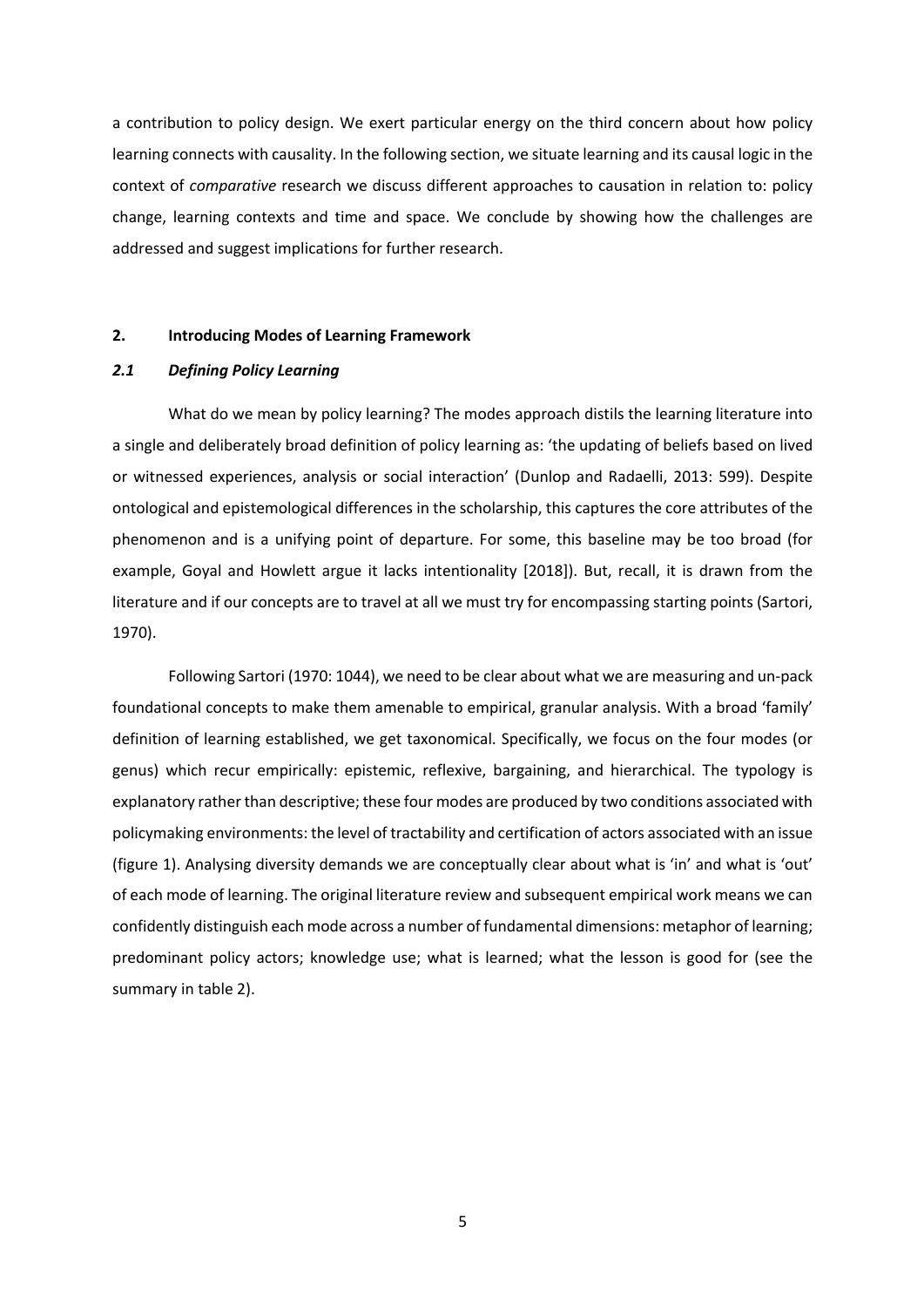a contribution to policy design. We exert particular energy on the third concern about how policy learning connects with causality. In the following section, we situate learning and its causal logic in the context of *comparative* research we discuss different approaches to causation in relation to: policy change, learning contexts and time and space. We conclude by showing how the challenges are addressed and suggest implications for further research.

## 2. Introducing Modes of Learning Framework

### *2.1 Defining Policy Learning*

What do we mean by policy learning? The modes approach distils the learning literature into a single and deliberately broad definition of policy learning as: 'the updating of beliefs based on lived or witnessed experiences, analysis or social interaction' (Dunlop and Radaelli, 2013: 599). Despite ontological and epistemological differences in the scholarship, this captures the core attributes of the phenomenon and is a unifying point of departure. For some, this baseline may be too broad (for example, Goyal and Howlett argue it lacks intentionality [2018]). But, recall, it is drawn from the literature and if our concepts are to travel at all we must try for encompassing starting points (Sartori, 1970).

Following Sartori (1970: 1044), we need to be clear about what we are measuring and un-pack foundational concepts to make them amenable to empirical, granular analysis. With a broad 'family' definition of learning established, we get taxonomical. Specifically, we focus on the four modes (or genus) which recur empirically: epistemic, reflexive, bargaining, and hierarchical. The typology is explanatory rather than descriptive; these four modes are produced by two conditions associated with policymaking environments: the level of tractability and certification of actors associated with an issue (figure 1). Analysing diversity demands we are conceptually clear about what is 'in' and what is 'out' of each mode of learning. The original literature review and subsequent empirical work means we can confidently distinguish each mode across a number of fundamental dimensions: metaphor of learning; predominant policy actors; knowledge use; what is learned; what the lesson is good for (see the summary in table 2).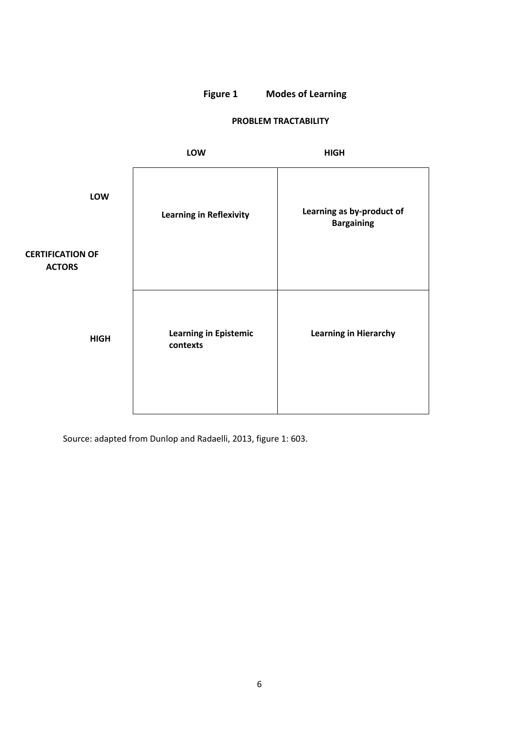**Figure 1 Modes of Learning**

| | | **PROBLEM TRACTABILITY** | |
|---|---|---|---|
| | | **LOW** | **HIGH** |
| **CERTIFICATION OF ACTORS** | **LOW** | **Learning in Reflexivity** | **Learning as by-product of Bargaining** |
| | **HIGH** | **Learning in Epistemic contexts** | **Learning in Hierarchy** |

Source: adapted from Dunlop and Radaelli, 2013, figure 1: 603.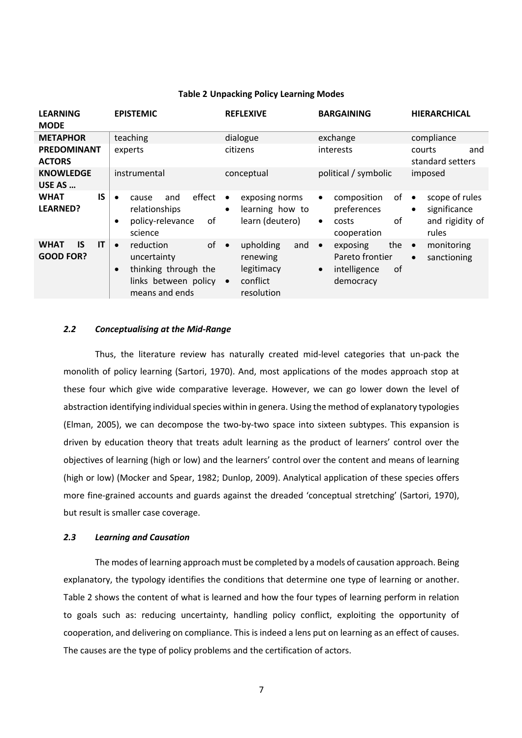**Table 2 Unpacking Policy Learning Modes**

| LEARNING MODE | EPISTEMIC | REFLEXIVE | BARGAINING | HIERARCHICAL |
|---|---|---|---|---|
| **METAPHOR** | teaching | dialogue | exchange | compliance |
| **PREDOMINANT ACTORS** | experts | citizens | interests | courts and standard setters |
| **KNOWLEDGE USE AS …** | instrumental | conceptual | political / symbolic | imposed |
| **WHAT IS LEARNED?** | • cause and effect relationships<br>• policy-relevance of science | • exposing norms<br>• learning how to learn (deutero) | • composition of preferences<br>• costs of cooperation | • scope of rules<br>• significance and rigidity of rules |
| **WHAT IS IT GOOD FOR?** | • reduction of uncertainty<br>• thinking through the links between policy means and ends | • upholding and renewing legitimacy<br>• conflict resolution | • exposing the Pareto frontier<br>• intelligence of democracy | • monitoring<br>• sanctioning |

### *2.2 Conceptualising at the Mid-Range*

Thus, the literature review has naturally created mid-level categories that un-pack the monolith of policy learning (Sartori, 1970). And, most applications of the modes approach stop at these four which give wide comparative leverage. However, we can go lower down the level of abstraction identifying individual species within in genera. Using the method of explanatory typologies (Elman, 2005), we can decompose the two-by-two space into sixteen subtypes. This expansion is driven by education theory that treats adult learning as the product of learners' control over the objectives of learning (high or low) and the learners' control over the content and means of learning (high or low) (Mocker and Spear, 1982; Dunlop, 2009). Analytical application of these species offers more fine-grained accounts and guards against the dreaded 'conceptual stretching' (Sartori, 1970), but result is smaller case coverage.

### *2.3 Learning and Causation*

The modes of learning approach must be completed by a models of causation approach. Being explanatory, the typology identifies the conditions that determine one type of learning or another. Table 2 shows the content of what is learned and how the four types of learning perform in relation to goals such as: reducing uncertainty, handling policy conflict, exploiting the opportunity of cooperation, and delivering on compliance. This is indeed a lens put on learning as an effect of causes. The causes are the type of policy problems and the certification of actors.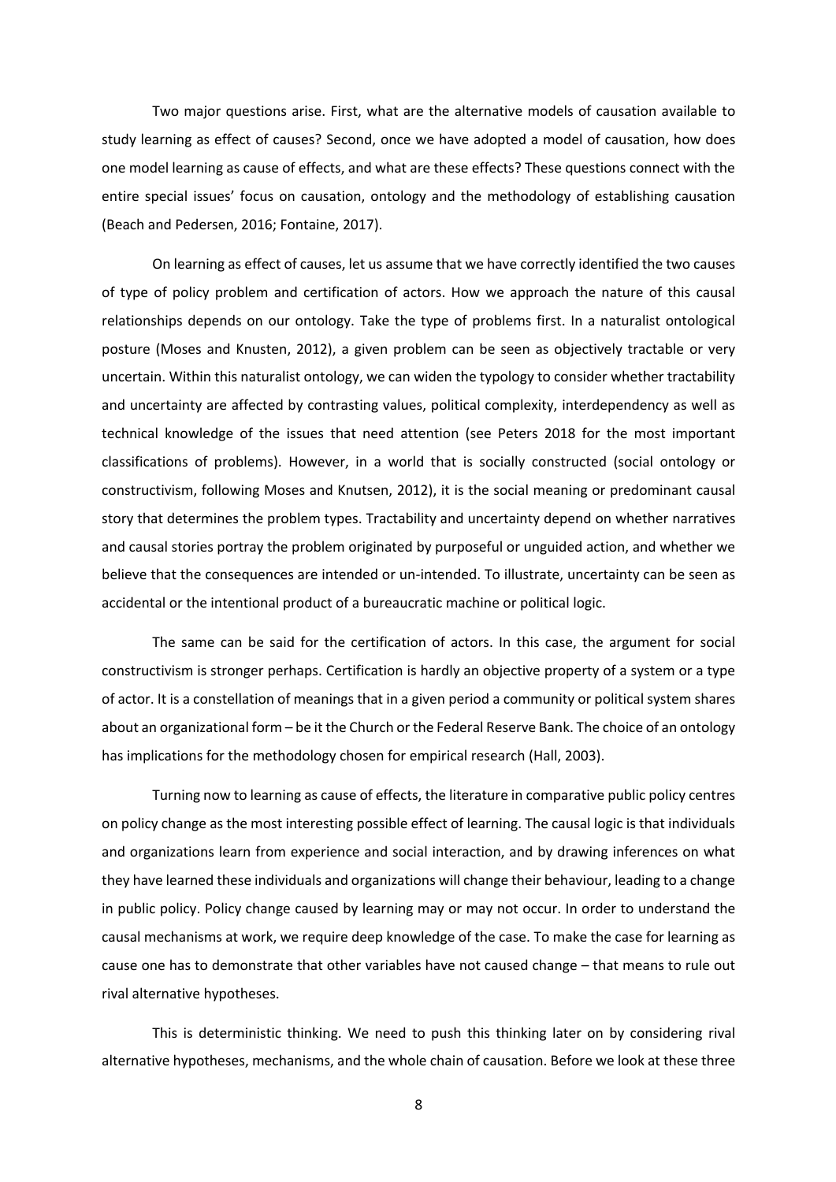Two major questions arise. First, what are the alternative models of causation available to study learning as effect of causes? Second, once we have adopted a model of causation, how does one model learning as cause of effects, and what are these effects? These questions connect with the entire special issues' focus on causation, ontology and the methodology of establishing causation (Beach and Pedersen, 2016; Fontaine, 2017).

On learning as effect of causes, let us assume that we have correctly identified the two causes of type of policy problem and certification of actors. How we approach the nature of this causal relationships depends on our ontology. Take the type of problems first. In a naturalist ontological posture (Moses and Knusten, 2012), a given problem can be seen as objectively tractable or very uncertain. Within this naturalist ontology, we can widen the typology to consider whether tractability and uncertainty are affected by contrasting values, political complexity, interdependency as well as technical knowledge of the issues that need attention (see Peters 2018 for the most important classifications of problems). However, in a world that is socially constructed (social ontology or constructivism, following Moses and Knutsen, 2012), it is the social meaning or predominant causal story that determines the problem types. Tractability and uncertainty depend on whether narratives and causal stories portray the problem originated by purposeful or unguided action, and whether we believe that the consequences are intended or un-intended. To illustrate, uncertainty can be seen as accidental or the intentional product of a bureaucratic machine or political logic.

The same can be said for the certification of actors. In this case, the argument for social constructivism is stronger perhaps. Certification is hardly an objective property of a system or a type of actor. It is a constellation of meanings that in a given period a community or political system shares about an organizational form – be it the Church or the Federal Reserve Bank. The choice of an ontology has implications for the methodology chosen for empirical research (Hall, 2003).

Turning now to learning as cause of effects, the literature in comparative public policy centres on policy change as the most interesting possible effect of learning. The causal logic is that individuals and organizations learn from experience and social interaction, and by drawing inferences on what they have learned these individuals and organizations will change their behaviour, leading to a change in public policy. Policy change caused by learning may or may not occur. In order to understand the causal mechanisms at work, we require deep knowledge of the case. To make the case for learning as cause one has to demonstrate that other variables have not caused change – that means to rule out rival alternative hypotheses.

This is deterministic thinking. We need to push this thinking later on by considering rival alternative hypotheses, mechanisms, and the whole chain of causation. Before we look at these three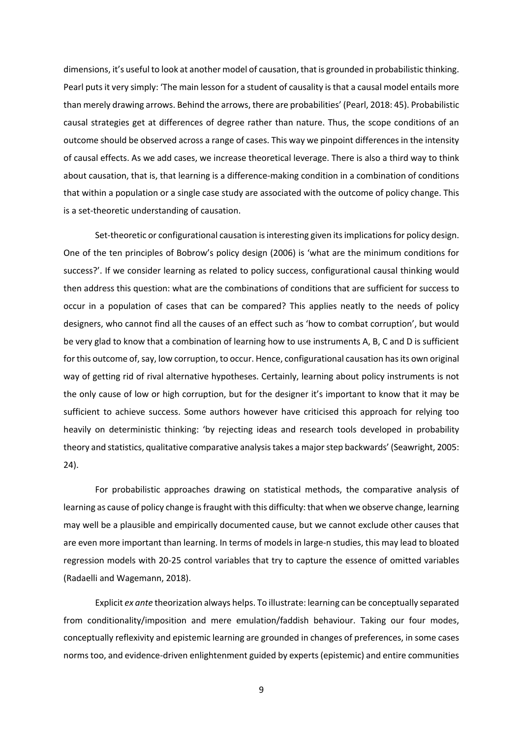dimensions, it's useful to look at another model of causation, that is grounded in probabilistic thinking. Pearl puts it very simply: 'The main lesson for a student of causality is that a causal model entails more than merely drawing arrows. Behind the arrows, there are probabilities' (Pearl, 2018: 45). Probabilistic causal strategies get at differences of degree rather than nature. Thus, the scope conditions of an outcome should be observed across a range of cases. This way we pinpoint differences in the intensity of causal effects. As we add cases, we increase theoretical leverage. There is also a third way to think about causation, that is, that learning is a difference-making condition in a combination of conditions that within a population or a single case study are associated with the outcome of policy change. This is a set-theoretic understanding of causation.

Set-theoretic or configurational causation is interesting given its implications for policy design. One of the ten principles of Bobrow's policy design (2006) is 'what are the minimum conditions for success?'. If we consider learning as related to policy success, configurational causal thinking would then address this question: what are the combinations of conditions that are sufficient for success to occur in a population of cases that can be compared? This applies neatly to the needs of policy designers, who cannot find all the causes of an effect such as 'how to combat corruption', but would be very glad to know that a combination of learning how to use instruments A, B, C and D is sufficient for this outcome of, say, low corruption, to occur. Hence, configurational causation has its own original way of getting rid of rival alternative hypotheses. Certainly, learning about policy instruments is not the only cause of low or high corruption, but for the designer it's important to know that it may be sufficient to achieve success. Some authors however have criticised this approach for relying too heavily on deterministic thinking: 'by rejecting ideas and research tools developed in probability theory and statistics, qualitative comparative analysis takes a major step backwards' (Seawright, 2005: 24).

For probabilistic approaches drawing on statistical methods, the comparative analysis of learning as cause of policy change is fraught with this difficulty: that when we observe change, learning may well be a plausible and empirically documented cause, but we cannot exclude other causes that are even more important than learning. In terms of models in large-n studies, this may lead to bloated regression models with 20-25 control variables that try to capture the essence of omitted variables (Radaelli and Wagemann, 2018).

Explicit *ex ante* theorization always helps. To illustrate: learning can be conceptually separated from conditionality/imposition and mere emulation/faddish behaviour. Taking our four modes, conceptually reflexivity and epistemic learning are grounded in changes of preferences, in some cases norms too, and evidence-driven enlightenment guided by experts (epistemic) and entire communities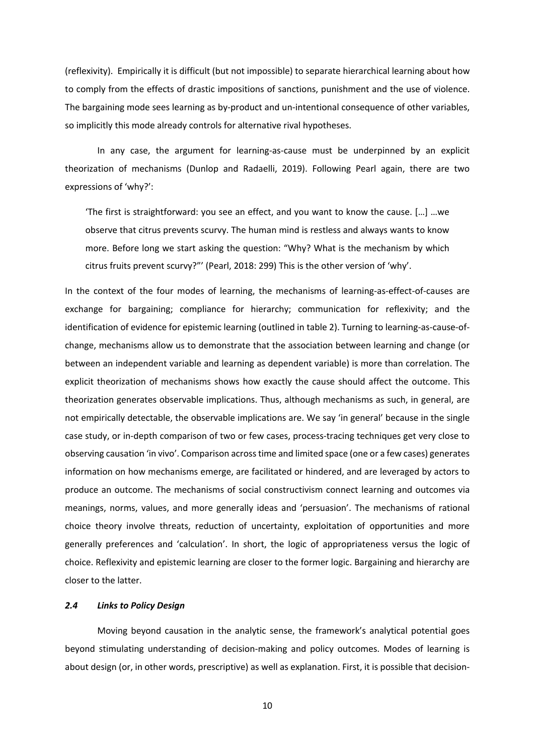(reflexivity). Empirically it is difficult (but not impossible) to separate hierarchical learning about how to comply from the effects of drastic impositions of sanctions, punishment and the use of violence. The bargaining mode sees learning as by-product and un-intentional consequence of other variables, so implicitly this mode already controls for alternative rival hypotheses.

In any case, the argument for learning-as-cause must be underpinned by an explicit theorization of mechanisms (Dunlop and Radaelli, 2019). Following Pearl again, there are two expressions of 'why?':

> 'The first is straightforward: you see an effect, and you want to know the cause. […] …we observe that citrus prevents scurvy. The human mind is restless and always wants to know more. Before long we start asking the question: "Why? What is the mechanism by which citrus fruits prevent scurvy?"' (Pearl, 2018: 299) This is the other version of 'why'.

In the context of the four modes of learning, the mechanisms of learning-as-effect-of-causes are exchange for bargaining; compliance for hierarchy; communication for reflexivity; and the identification of evidence for epistemic learning (outlined in table 2). Turning to learning-as-cause-of-change, mechanisms allow us to demonstrate that the association between learning and change (or between an independent variable and learning as dependent variable) is more than correlation. The explicit theorization of mechanisms shows how exactly the cause should affect the outcome. This theorization generates observable implications. Thus, although mechanisms as such, in general, are not empirically detectable, the observable implications are. We say 'in general' because in the single case study, or in-depth comparison of two or few cases, process-tracing techniques get very close to observing causation 'in vivo'. Comparison across time and limited space (one or a few cases) generates information on how mechanisms emerge, are facilitated or hindered, and are leveraged by actors to produce an outcome. The mechanisms of social constructivism connect learning and outcomes via meanings, norms, values, and more generally ideas and 'persuasion'. The mechanisms of rational choice theory involve threats, reduction of uncertainty, exploitation of opportunities and more generally preferences and 'calculation'. In short, the logic of appropriateness versus the logic of choice. Reflexivity and epistemic learning are closer to the former logic. Bargaining and hierarchy are closer to the latter.

### *2.4 Links to Policy Design*

Moving beyond causation in the analytic sense, the framework's analytical potential goes beyond stimulating understanding of decision-making and policy outcomes. Modes of learning is about design (or, in other words, prescriptive) as well as explanation. First, it is possible that decision-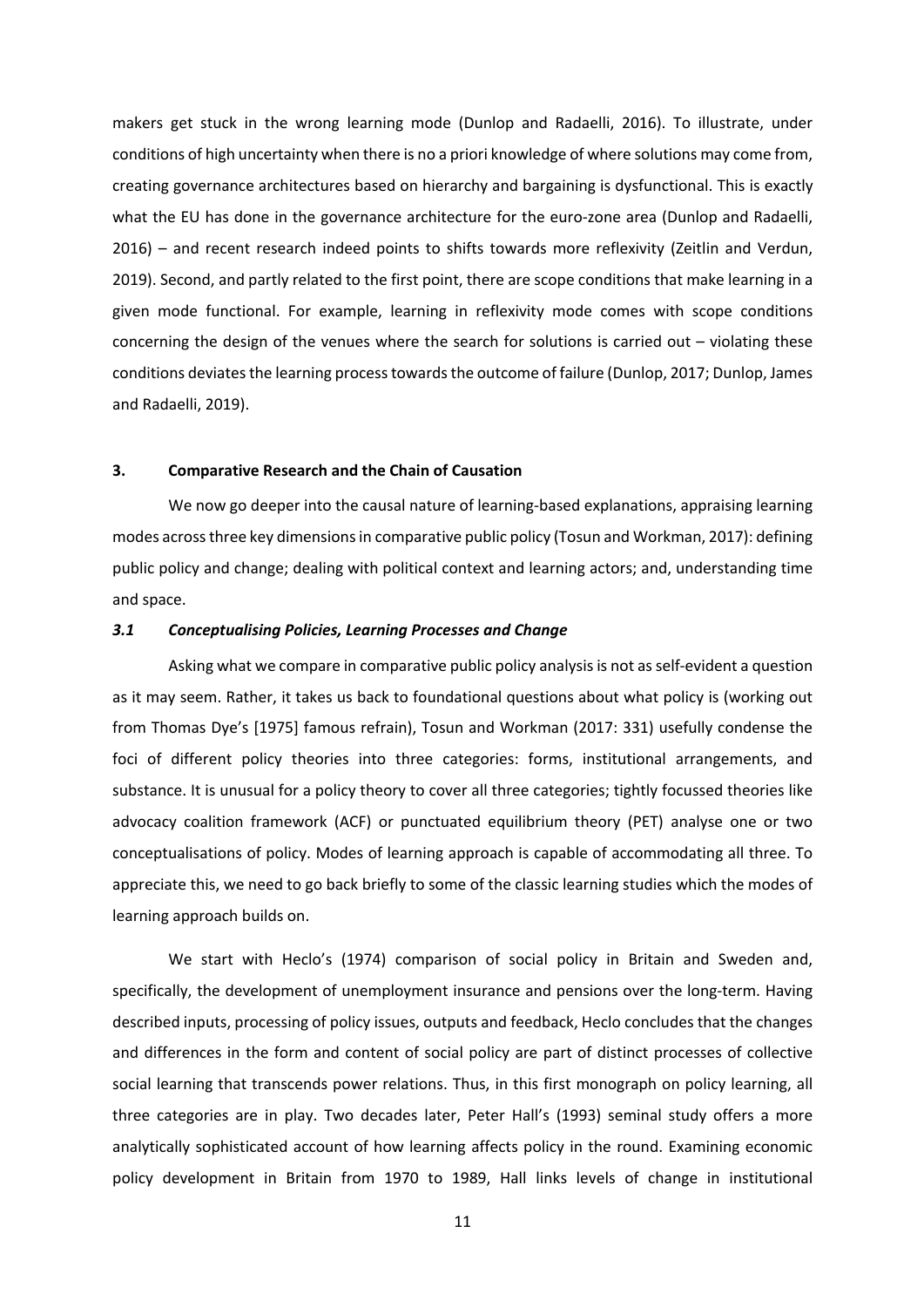makers get stuck in the wrong learning mode (Dunlop and Radaelli, 2016). To illustrate, under conditions of high uncertainty when there is no a priori knowledge of where solutions may come from, creating governance architectures based on hierarchy and bargaining is dysfunctional. This is exactly what the EU has done in the governance architecture for the euro-zone area (Dunlop and Radaelli, 2016) – and recent research indeed points to shifts towards more reflexivity (Zeitlin and Verdun, 2019). Second, and partly related to the first point, there are scope conditions that make learning in a given mode functional. For example, learning in reflexivity mode comes with scope conditions concerning the design of the venues where the search for solutions is carried out – violating these conditions deviates the learning process towards the outcome of failure (Dunlop, 2017; Dunlop, James and Radaelli, 2019).

## 3. Comparative Research and the Chain of Causation

We now go deeper into the causal nature of learning-based explanations, appraising learning modes across three key dimensions in comparative public policy (Tosun and Workman, 2017): defining public policy and change; dealing with political context and learning actors; and, understanding time and space.

### *3.1 Conceptualising Policies, Learning Processes and Change*

Asking what we compare in comparative public policy analysis is not as self-evident a question as it may seem. Rather, it takes us back to foundational questions about what policy is (working out from Thomas Dye's [1975] famous refrain), Tosun and Workman (2017: 331) usefully condense the foci of different policy theories into three categories: forms, institutional arrangements, and substance. It is unusual for a policy theory to cover all three categories; tightly focussed theories like advocacy coalition framework (ACF) or punctuated equilibrium theory (PET) analyse one or two conceptualisations of policy. Modes of learning approach is capable of accommodating all three. To appreciate this, we need to go back briefly to some of the classic learning studies which the modes of learning approach builds on.

We start with Heclo's (1974) comparison of social policy in Britain and Sweden and, specifically, the development of unemployment insurance and pensions over the long-term. Having described inputs, processing of policy issues, outputs and feedback, Heclo concludes that the changes and differences in the form and content of social policy are part of distinct processes of collective social learning that transcends power relations. Thus, in this first monograph on policy learning, all three categories are in play. Two decades later, Peter Hall's (1993) seminal study offers a more analytically sophisticated account of how learning affects policy in the round. Examining economic policy development in Britain from 1970 to 1989, Hall links levels of change in institutional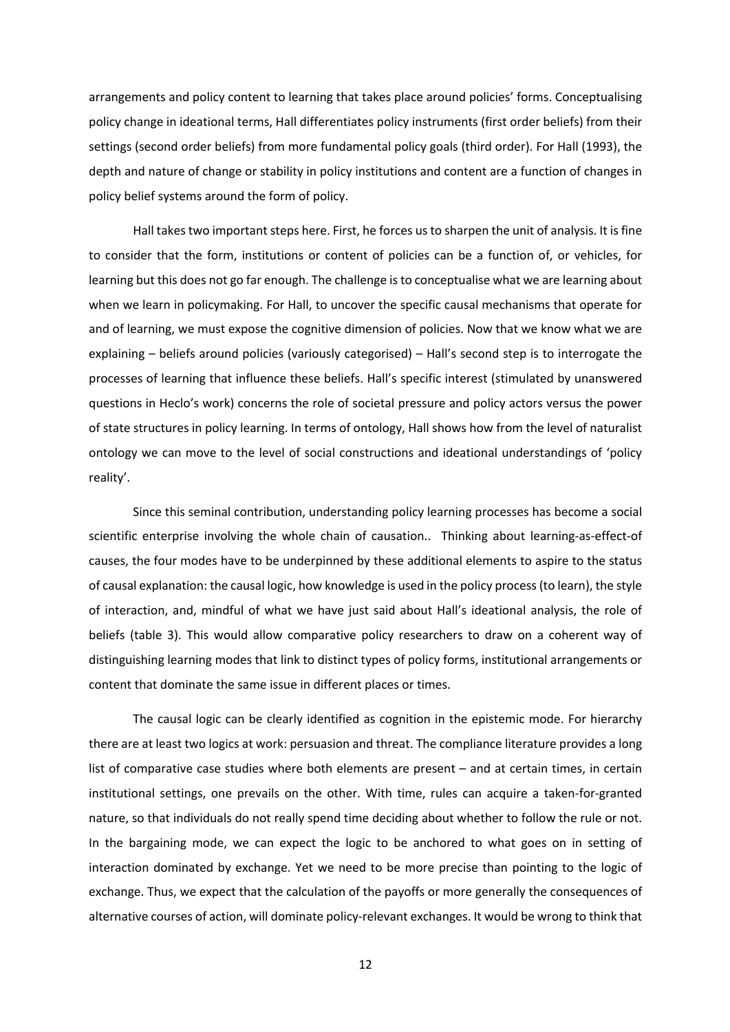arrangements and policy content to learning that takes place around policies' forms. Conceptualising policy change in ideational terms, Hall differentiates policy instruments (first order beliefs) from their settings (second order beliefs) from more fundamental policy goals (third order). For Hall (1993), the depth and nature of change or stability in policy institutions and content are a function of changes in policy belief systems around the form of policy.

Hall takes two important steps here. First, he forces us to sharpen the unit of analysis. It is fine to consider that the form, institutions or content of policies can be a function of, or vehicles, for learning but this does not go far enough. The challenge is to conceptualise what we are learning about when we learn in policymaking. For Hall, to uncover the specific causal mechanisms that operate for and of learning, we must expose the cognitive dimension of policies. Now that we know what we are explaining – beliefs around policies (variously categorised) – Hall's second step is to interrogate the processes of learning that influence these beliefs. Hall's specific interest (stimulated by unanswered questions in Heclo's work) concerns the role of societal pressure and policy actors versus the power of state structures in policy learning. In terms of ontology, Hall shows how from the level of naturalist ontology we can move to the level of social constructions and ideational understandings of 'policy reality'.

Since this seminal contribution, understanding policy learning processes has become a social scientific enterprise involving the whole chain of causation.. Thinking about learning-as-effect-of causes, the four modes have to be underpinned by these additional elements to aspire to the status of causal explanation: the causal logic, how knowledge is used in the policy process (to learn), the style of interaction, and, mindful of what we have just said about Hall's ideational analysis, the role of beliefs (table 3). This would allow comparative policy researchers to draw on a coherent way of distinguishing learning modes that link to distinct types of policy forms, institutional arrangements or content that dominate the same issue in different places or times.

The causal logic can be clearly identified as cognition in the epistemic mode. For hierarchy there are at least two logics at work: persuasion and threat. The compliance literature provides a long list of comparative case studies where both elements are present – and at certain times, in certain institutional settings, one prevails on the other. With time, rules can acquire a taken-for-granted nature, so that individuals do not really spend time deciding about whether to follow the rule or not. In the bargaining mode, we can expect the logic to be anchored to what goes on in setting of interaction dominated by exchange. Yet we need to be more precise than pointing to the logic of exchange. Thus, we expect that the calculation of the payoffs or more generally the consequences of alternative courses of action, will dominate policy-relevant exchanges. It would be wrong to think that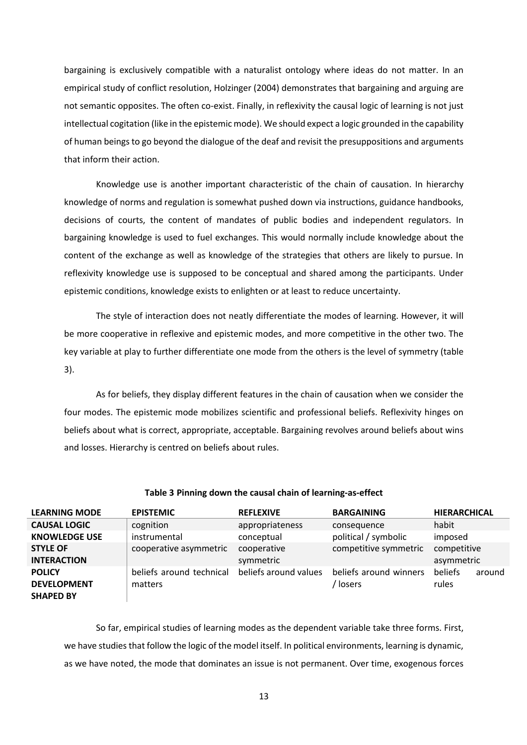bargaining is exclusively compatible with a naturalist ontology where ideas do not matter. In an empirical study of conflict resolution, Holzinger (2004) demonstrates that bargaining and arguing are not semantic opposites. The often co-exist. Finally, in reflexivity the causal logic of learning is not just intellectual cogitation (like in the epistemic mode). We should expect a logic grounded in the capability of human beings to go beyond the dialogue of the deaf and revisit the presuppositions and arguments that inform their action.

Knowledge use is another important characteristic of the chain of causation. In hierarchy knowledge of norms and regulation is somewhat pushed down via instructions, guidance handbooks, decisions of courts, the content of mandates of public bodies and independent regulators. In bargaining knowledge is used to fuel exchanges. This would normally include knowledge about the content of the exchange as well as knowledge of the strategies that others are likely to pursue. In reflexivity knowledge use is supposed to be conceptual and shared among the participants. Under epistemic conditions, knowledge exists to enlighten or at least to reduce uncertainty.

The style of interaction does not neatly differentiate the modes of learning. However, it will be more cooperative in reflexive and epistemic modes, and more competitive in the other two. The key variable at play to further differentiate one mode from the others is the level of symmetry (table 3).

As for beliefs, they display different features in the chain of causation when we consider the four modes. The epistemic mode mobilizes scientific and professional beliefs. Reflexivity hinges on beliefs about what is correct, appropriate, acceptable. Bargaining revolves around beliefs about wins and losses. Hierarchy is centred on beliefs about rules.

**Table 3 Pinning down the causal chain of learning-as-effect**

| LEARNING MODE | EPISTEMIC | REFLEXIVE | BARGAINING | HIERARCHICAL |
|---|---|---|---|---|
| **CAUSAL LOGIC** | cognition | appropriateness | consequence | habit |
| **KNOWLEDGE USE** | instrumental | conceptual | political / symbolic | imposed |
| **STYLE OF INTERACTION** | cooperative asymmetric | cooperative symmetric | competitive symmetric | competitive asymmetric |
| **POLICY DEVELOPMENT SHAPED BY** | beliefs around technical matters | beliefs around values | beliefs around winners / losers | beliefs around rules |

So far, empirical studies of learning modes as the dependent variable take three forms. First, we have studies that follow the logic of the model itself. In political environments, learning is dynamic, as we have noted, the mode that dominates an issue is not permanent. Over time, exogenous forces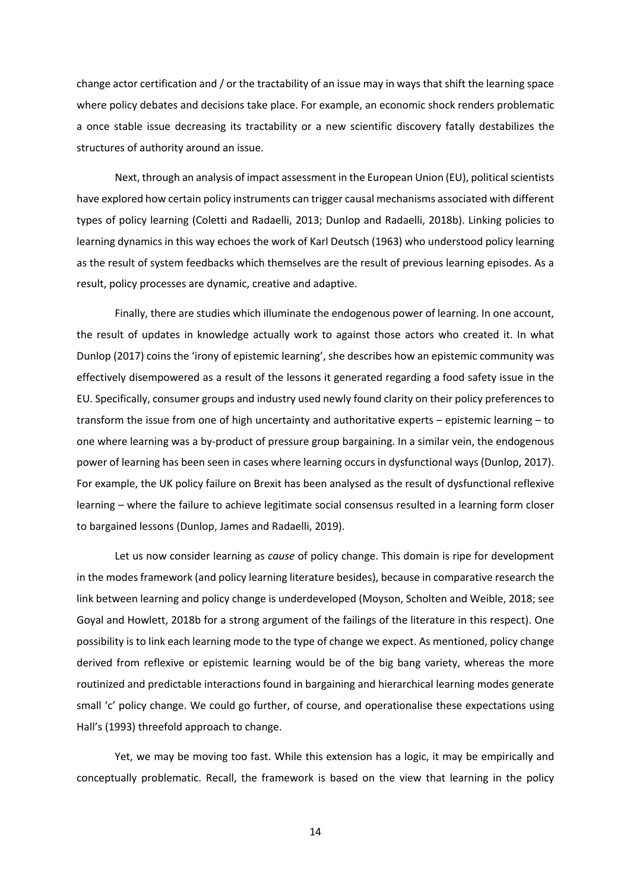change actor certification and / or the tractability of an issue may in ways that shift the learning space where policy debates and decisions take place. For example, an economic shock renders problematic a once stable issue decreasing its tractability or a new scientific discovery fatally destabilizes the structures of authority around an issue.

Next, through an analysis of impact assessment in the European Union (EU), political scientists have explored how certain policy instruments can trigger causal mechanisms associated with different types of policy learning (Coletti and Radaelli, 2013; Dunlop and Radaelli, 2018b). Linking policies to learning dynamics in this way echoes the work of Karl Deutsch (1963) who understood policy learning as the result of system feedbacks which themselves are the result of previous learning episodes. As a result, policy processes are dynamic, creative and adaptive.

Finally, there are studies which illuminate the endogenous power of learning. In one account, the result of updates in knowledge actually work to against those actors who created it. In what Dunlop (2017) coins the 'irony of epistemic learning', she describes how an epistemic community was effectively disempowered as a result of the lessons it generated regarding a food safety issue in the EU. Specifically, consumer groups and industry used newly found clarity on their policy preferences to transform the issue from one of high uncertainty and authoritative experts – epistemic learning – to one where learning was a by-product of pressure group bargaining. In a similar vein, the endogenous power of learning has been seen in cases where learning occurs in dysfunctional ways (Dunlop, 2017). For example, the UK policy failure on Brexit has been analysed as the result of dysfunctional reflexive learning – where the failure to achieve legitimate social consensus resulted in a learning form closer to bargained lessons (Dunlop, James and Radaelli, 2019).

Let us now consider learning as *cause* of policy change. This domain is ripe for development in the modes framework (and policy learning literature besides), because in comparative research the link between learning and policy change is underdeveloped (Moyson, Scholten and Weible, 2018; see Goyal and Howlett, 2018b for a strong argument of the failings of the literature in this respect). One possibility is to link each learning mode to the type of change we expect. As mentioned, policy change derived from reflexive or epistemic learning would be of the big bang variety, whereas the more routinized and predictable interactions found in bargaining and hierarchical learning modes generate small 'c' policy change. We could go further, of course, and operationalise these expectations using Hall's (1993) threefold approach to change.

Yet, we may be moving too fast. While this extension has a logic, it may be empirically and conceptually problematic. Recall, the framework is based on the view that learning in the policy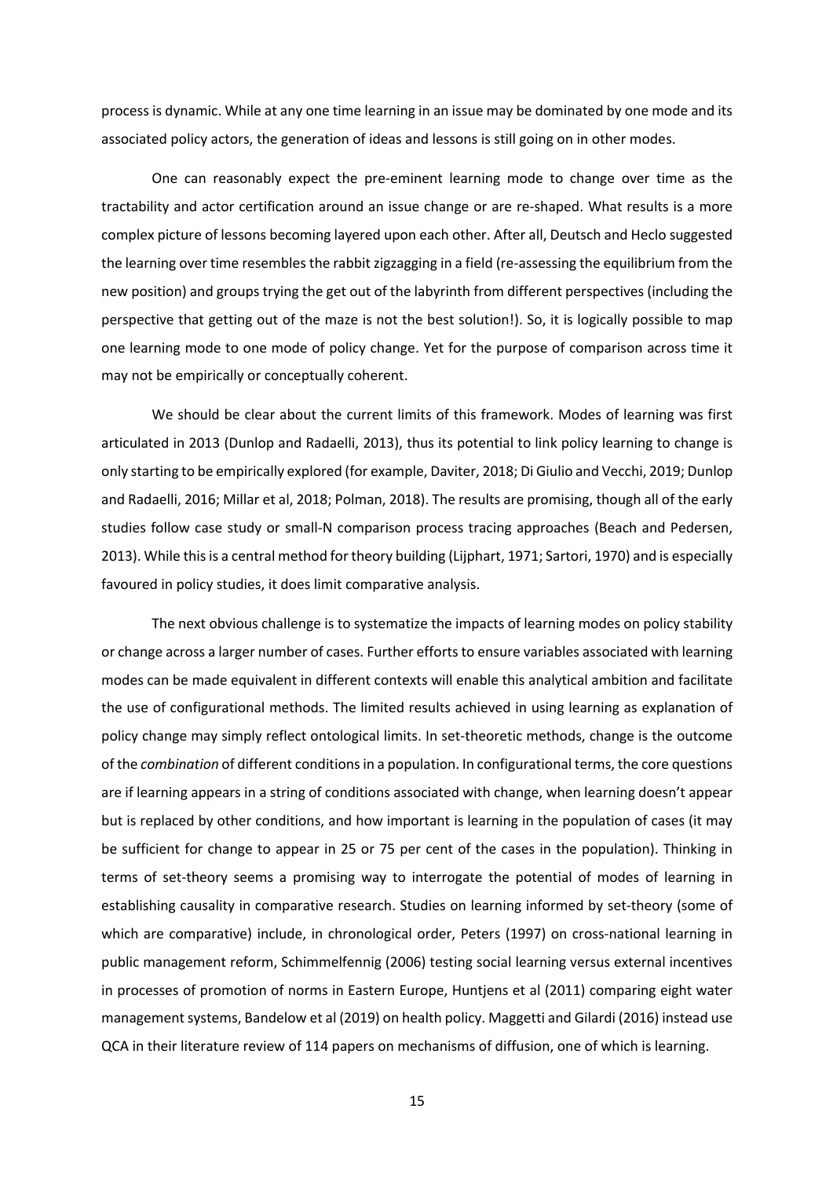process is dynamic. While at any one time learning in an issue may be dominated by one mode and its associated policy actors, the generation of ideas and lessons is still going on in other modes.

One can reasonably expect the pre-eminent learning mode to change over time as the tractability and actor certification around an issue change or are re-shaped. What results is a more complex picture of lessons becoming layered upon each other. After all, Deutsch and Heclo suggested the learning over time resembles the rabbit zigzagging in a field (re-assessing the equilibrium from the new position) and groups trying the get out of the labyrinth from different perspectives (including the perspective that getting out of the maze is not the best solution!). So, it is logically possible to map one learning mode to one mode of policy change. Yet for the purpose of comparison across time it may not be empirically or conceptually coherent.

We should be clear about the current limits of this framework. Modes of learning was first articulated in 2013 (Dunlop and Radaelli, 2013), thus its potential to link policy learning to change is only starting to be empirically explored (for example, Daviter, 2018; Di Giulio and Vecchi, 2019; Dunlop and Radaelli, 2016; Millar et al, 2018; Polman, 2018). The results are promising, though all of the early studies follow case study or small-N comparison process tracing approaches (Beach and Pedersen, 2013). While this is a central method for theory building (Lijphart, 1971; Sartori, 1970) and is especially favoured in policy studies, it does limit comparative analysis.

The next obvious challenge is to systematize the impacts of learning modes on policy stability or change across a larger number of cases. Further efforts to ensure variables associated with learning modes can be made equivalent in different contexts will enable this analytical ambition and facilitate the use of configurational methods. The limited results achieved in using learning as explanation of policy change may simply reflect ontological limits. In set-theoretic methods, change is the outcome of the *combination* of different conditions in a population. In configurational terms, the core questions are if learning appears in a string of conditions associated with change, when learning doesn't appear but is replaced by other conditions, and how important is learning in the population of cases (it may be sufficient for change to appear in 25 or 75 per cent of the cases in the population). Thinking in terms of set-theory seems a promising way to interrogate the potential of modes of learning in establishing causality in comparative research. Studies on learning informed by set-theory (some of which are comparative) include, in chronological order, Peters (1997) on cross-national learning in public management reform, Schimmelfennig (2006) testing social learning versus external incentives in processes of promotion of norms in Eastern Europe, Huntjens et al (2011) comparing eight water management systems, Bandelow et al (2019) on health policy. Maggetti and Gilardi (2016) instead use QCA in their literature review of 114 papers on mechanisms of diffusion, one of which is learning.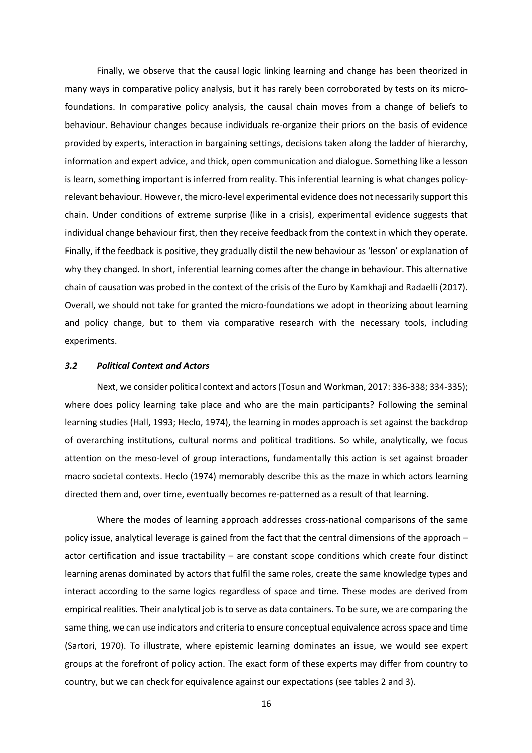Finally, we observe that the causal logic linking learning and change has been theorized in many ways in comparative policy analysis, but it has rarely been corroborated by tests on its micro-foundations. In comparative policy analysis, the causal chain moves from a change of beliefs to behaviour. Behaviour changes because individuals re-organize their priors on the basis of evidence provided by experts, interaction in bargaining settings, decisions taken along the ladder of hierarchy, information and expert advice, and thick, open communication and dialogue. Something like a lesson is learn, something important is inferred from reality. This inferential learning is what changes policy-relevant behaviour. However, the micro-level experimental evidence does not necessarily support this chain. Under conditions of extreme surprise (like in a crisis), experimental evidence suggests that individual change behaviour first, then they receive feedback from the context in which they operate. Finally, if the feedback is positive, they gradually distil the new behaviour as 'lesson' or explanation of why they changed. In short, inferential learning comes after the change in behaviour. This alternative chain of causation was probed in the context of the crisis of the Euro by Kamkhaji and Radaelli (2017). Overall, we should not take for granted the micro-foundations we adopt in theorizing about learning and policy change, but to them via comparative research with the necessary tools, including experiments.

### *3.2 Political Context and Actors*

Next, we consider political context and actors (Tosun and Workman, 2017: 336-338; 334-335); where does policy learning take place and who are the main participants? Following the seminal learning studies (Hall, 1993; Heclo, 1974), the learning in modes approach is set against the backdrop of overarching institutions, cultural norms and political traditions. So while, analytically, we focus attention on the meso-level of group interactions, fundamentally this action is set against broader macro societal contexts. Heclo (1974) memorably describe this as the maze in which actors learning directed them and, over time, eventually becomes re-patterned as a result of that learning.

Where the modes of learning approach addresses cross-national comparisons of the same policy issue, analytical leverage is gained from the fact that the central dimensions of the approach – actor certification and issue tractability – are constant scope conditions which create four distinct learning arenas dominated by actors that fulfil the same roles, create the same knowledge types and interact according to the same logics regardless of space and time. These modes are derived from empirical realities. Their analytical job is to serve as data containers. To be sure, we are comparing the same thing, we can use indicators and criteria to ensure conceptual equivalence across space and time (Sartori, 1970). To illustrate, where epistemic learning dominates an issue, we would see expert groups at the forefront of policy action. The exact form of these experts may differ from country to country, but we can check for equivalence against our expectations (see tables 2 and 3).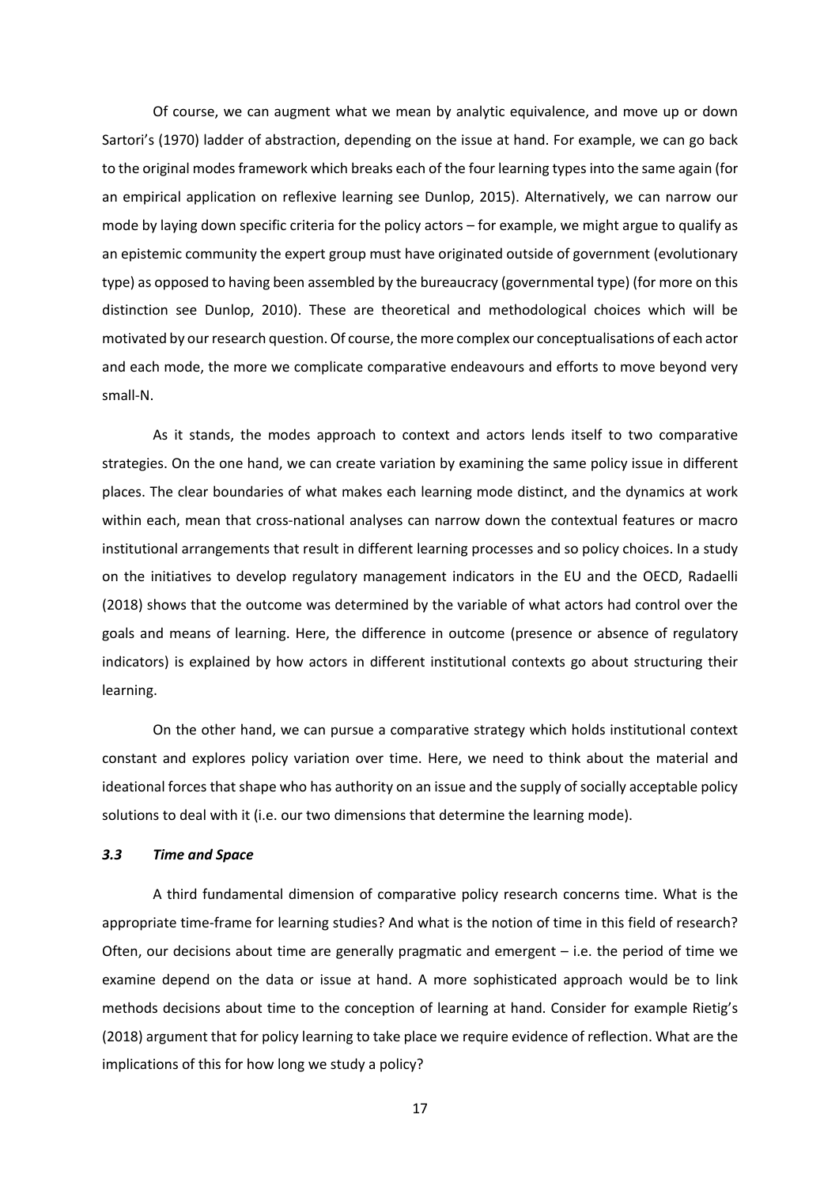Of course, we can augment what we mean by analytic equivalence, and move up or down Sartori's (1970) ladder of abstraction, depending on the issue at hand. For example, we can go back to the original modes framework which breaks each of the four learning types into the same again (for an empirical application on reflexive learning see Dunlop, 2015). Alternatively, we can narrow our mode by laying down specific criteria for the policy actors – for example, we might argue to qualify as an epistemic community the expert group must have originated outside of government (evolutionary type) as opposed to having been assembled by the bureaucracy (governmental type) (for more on this distinction see Dunlop, 2010). These are theoretical and methodological choices which will be motivated by our research question. Of course, the more complex our conceptualisations of each actor and each mode, the more we complicate comparative endeavours and efforts to move beyond very small-N.

As it stands, the modes approach to context and actors lends itself to two comparative strategies. On the one hand, we can create variation by examining the same policy issue in different places. The clear boundaries of what makes each learning mode distinct, and the dynamics at work within each, mean that cross-national analyses can narrow down the contextual features or macro institutional arrangements that result in different learning processes and so policy choices. In a study on the initiatives to develop regulatory management indicators in the EU and the OECD, Radaelli (2018) shows that the outcome was determined by the variable of what actors had control over the goals and means of learning. Here, the difference in outcome (presence or absence of regulatory indicators) is explained by how actors in different institutional contexts go about structuring their learning.

On the other hand, we can pursue a comparative strategy which holds institutional context constant and explores policy variation over time. Here, we need to think about the material and ideational forces that shape who has authority on an issue and the supply of socially acceptable policy solutions to deal with it (i.e. our two dimensions that determine the learning mode).

### *3.3 Time and Space*

A third fundamental dimension of comparative policy research concerns time. What is the appropriate time-frame for learning studies? And what is the notion of time in this field of research? Often, our decisions about time are generally pragmatic and emergent – i.e. the period of time we examine depend on the data or issue at hand. A more sophisticated approach would be to link methods decisions about time to the conception of learning at hand. Consider for example Rietig's (2018) argument that for policy learning to take place we require evidence of reflection. What are the implications of this for how long we study a policy?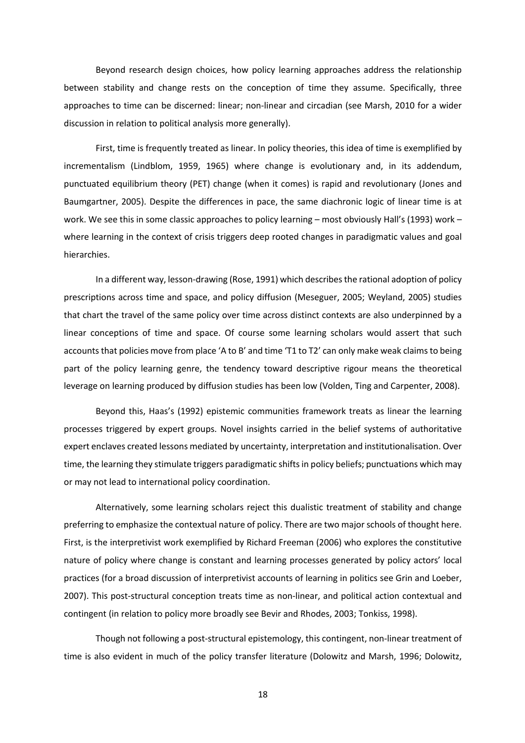Beyond research design choices, how policy learning approaches address the relationship between stability and change rests on the conception of time they assume. Specifically, three approaches to time can be discerned: linear; non-linear and circadian (see Marsh, 2010 for a wider discussion in relation to political analysis more generally).

First, time is frequently treated as linear. In policy theories, this idea of time is exemplified by incrementalism (Lindblom, 1959, 1965) where change is evolutionary and, in its addendum, punctuated equilibrium theory (PET) change (when it comes) is rapid and revolutionary (Jones and Baumgartner, 2005). Despite the differences in pace, the same diachronic logic of linear time is at work. We see this in some classic approaches to policy learning – most obviously Hall's (1993) work – where learning in the context of crisis triggers deep rooted changes in paradigmatic values and goal hierarchies.

In a different way, lesson-drawing (Rose, 1991) which describes the rational adoption of policy prescriptions across time and space, and policy diffusion (Meseguer, 2005; Weyland, 2005) studies that chart the travel of the same policy over time across distinct contexts are also underpinned by a linear conceptions of time and space. Of course some learning scholars would assert that such accounts that policies move from place 'A to B' and time 'T1 to T2' can only make weak claims to being part of the policy learning genre, the tendency toward descriptive rigour means the theoretical leverage on learning produced by diffusion studies has been low (Volden, Ting and Carpenter, 2008).

Beyond this, Haas's (1992) epistemic communities framework treats as linear the learning processes triggered by expert groups. Novel insights carried in the belief systems of authoritative expert enclaves created lessons mediated by uncertainty, interpretation and institutionalisation. Over time, the learning they stimulate triggers paradigmatic shifts in policy beliefs; punctuations which may or may not lead to international policy coordination.

Alternatively, some learning scholars reject this dualistic treatment of stability and change preferring to emphasize the contextual nature of policy. There are two major schools of thought here. First, is the interpretivist work exemplified by Richard Freeman (2006) who explores the constitutive nature of policy where change is constant and learning processes generated by policy actors' local practices (for a broad discussion of interpretivist accounts of learning in politics see Grin and Loeber, 2007). This post-structural conception treats time as non-linear, and political action contextual and contingent (in relation to policy more broadly see Bevir and Rhodes, 2003; Tonkiss, 1998).

Though not following a post-structural epistemology, this contingent, non-linear treatment of time is also evident in much of the policy transfer literature (Dolowitz and Marsh, 1996; Dolowitz,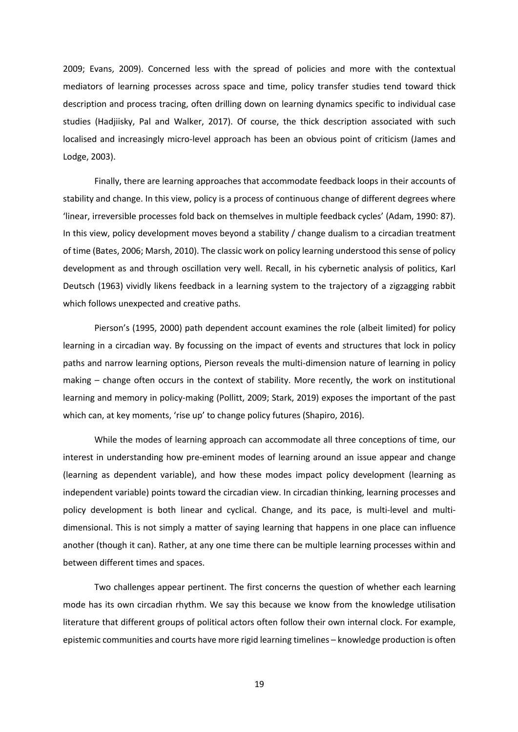2009; Evans, 2009). Concerned less with the spread of policies and more with the contextual mediators of learning processes across space and time, policy transfer studies tend toward thick description and process tracing, often drilling down on learning dynamics specific to individual case studies (Hadjiisky, Pal and Walker, 2017). Of course, the thick description associated with such localised and increasingly micro-level approach has been an obvious point of criticism (James and Lodge, 2003).

Finally, there are learning approaches that accommodate feedback loops in their accounts of stability and change. In this view, policy is a process of continuous change of different degrees where 'linear, irreversible processes fold back on themselves in multiple feedback cycles' (Adam, 1990: 87). In this view, policy development moves beyond a stability / change dualism to a circadian treatment of time (Bates, 2006; Marsh, 2010). The classic work on policy learning understood this sense of policy development as and through oscillation very well. Recall, in his cybernetic analysis of politics, Karl Deutsch (1963) vividly likens feedback in a learning system to the trajectory of a zigzagging rabbit which follows unexpected and creative paths.

Pierson's (1995, 2000) path dependent account examines the role (albeit limited) for policy learning in a circadian way. By focussing on the impact of events and structures that lock in policy paths and narrow learning options, Pierson reveals the multi-dimension nature of learning in policy making – change often occurs in the context of stability. More recently, the work on institutional learning and memory in policy-making (Pollitt, 2009; Stark, 2019) exposes the important of the past which can, at key moments, 'rise up' to change policy futures (Shapiro, 2016).

While the modes of learning approach can accommodate all three conceptions of time, our interest in understanding how pre-eminent modes of learning around an issue appear and change (learning as dependent variable), and how these modes impact policy development (learning as independent variable) points toward the circadian view. In circadian thinking, learning processes and policy development is both linear and cyclical. Change, and its pace, is multi-level and multi-dimensional. This is not simply a matter of saying learning that happens in one place can influence another (though it can). Rather, at any one time there can be multiple learning processes within and between different times and spaces.

Two challenges appear pertinent. The first concerns the question of whether each learning mode has its own circadian rhythm. We say this because we know from the knowledge utilisation literature that different groups of political actors often follow their own internal clock. For example, epistemic communities and courts have more rigid learning timelines – knowledge production is often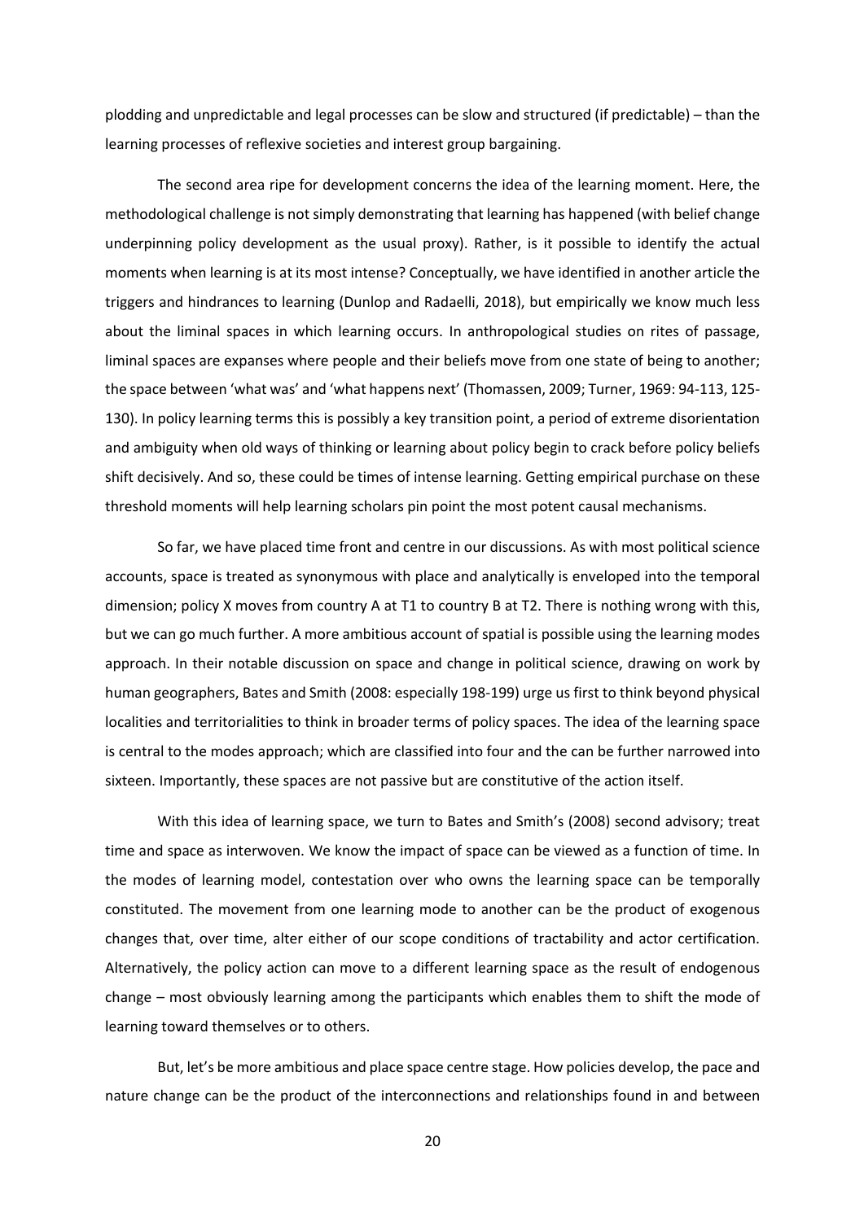plodding and unpredictable and legal processes can be slow and structured (if predictable) – than the learning processes of reflexive societies and interest group bargaining.

The second area ripe for development concerns the idea of the learning moment. Here, the methodological challenge is not simply demonstrating that learning has happened (with belief change underpinning policy development as the usual proxy). Rather, is it possible to identify the actual moments when learning is at its most intense? Conceptually, we have identified in another article the triggers and hindrances to learning (Dunlop and Radaelli, 2018), but empirically we know much less about the liminal spaces in which learning occurs. In anthropological studies on rites of passage, liminal spaces are expanses where people and their beliefs move from one state of being to another; the space between 'what was' and 'what happens next' (Thomassen, 2009; Turner, 1969: 94-113, 125-130). In policy learning terms this is possibly a key transition point, a period of extreme disorientation and ambiguity when old ways of thinking or learning about policy begin to crack before policy beliefs shift decisively. And so, these could be times of intense learning. Getting empirical purchase on these threshold moments will help learning scholars pin point the most potent causal mechanisms.

So far, we have placed time front and centre in our discussions. As with most political science accounts, space is treated as synonymous with place and analytically is enveloped into the temporal dimension; policy X moves from country A at T1 to country B at T2. There is nothing wrong with this, but we can go much further. A more ambitious account of spatial is possible using the learning modes approach. In their notable discussion on space and change in political science, drawing on work by human geographers, Bates and Smith (2008: especially 198-199) urge us first to think beyond physical localities and territorialities to think in broader terms of policy spaces. The idea of the learning space is central to the modes approach; which are classified into four and the can be further narrowed into sixteen. Importantly, these spaces are not passive but are constitutive of the action itself.

With this idea of learning space, we turn to Bates and Smith's (2008) second advisory; treat time and space as interwoven. We know the impact of space can be viewed as a function of time. In the modes of learning model, contestation over who owns the learning space can be temporally constituted. The movement from one learning mode to another can be the product of exogenous changes that, over time, alter either of our scope conditions of tractability and actor certification. Alternatively, the policy action can move to a different learning space as the result of endogenous change – most obviously learning among the participants which enables them to shift the mode of learning toward themselves or to others.

But, let's be more ambitious and place space centre stage. How policies develop, the pace and nature change can be the product of the interconnections and relationships found in and between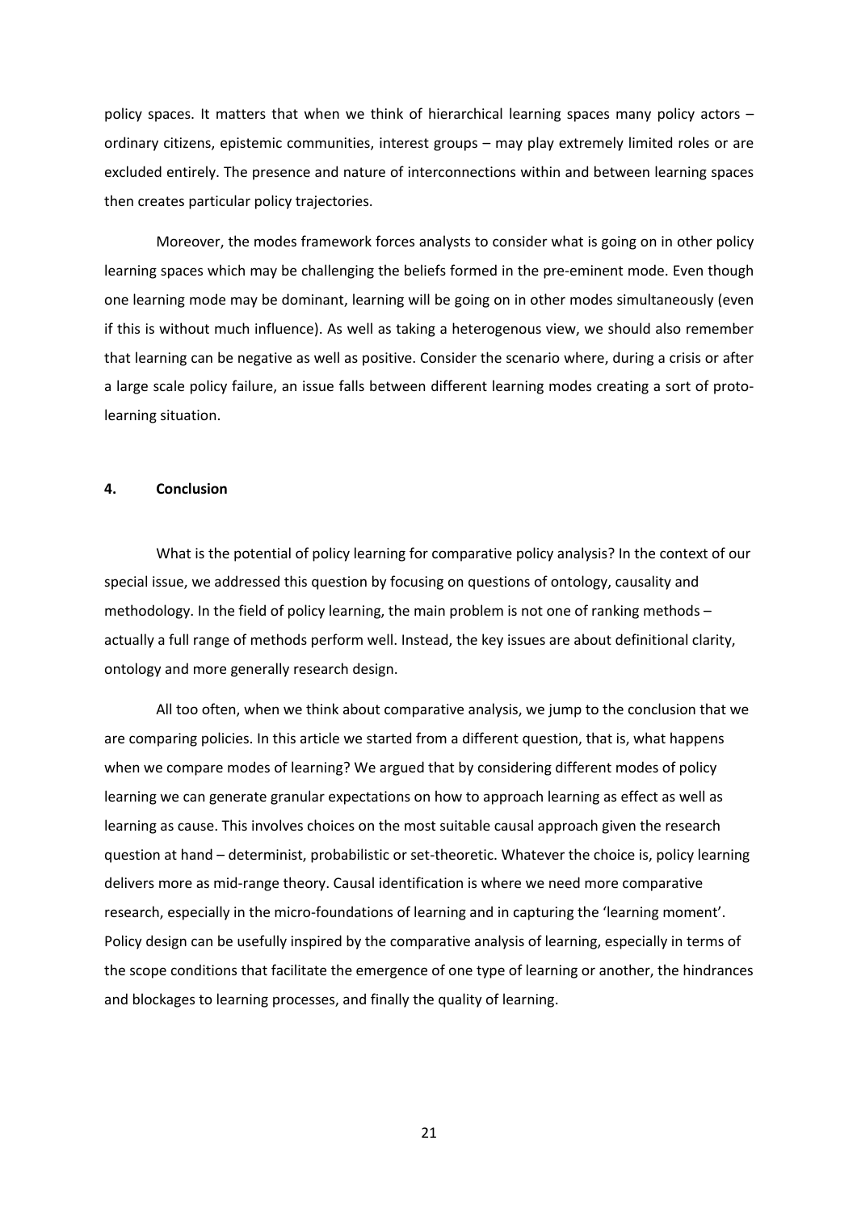policy spaces. It matters that when we think of hierarchical learning spaces many policy actors – ordinary citizens, epistemic communities, interest groups – may play extremely limited roles or are excluded entirely. The presence and nature of interconnections within and between learning spaces then creates particular policy trajectories.

Moreover, the modes framework forces analysts to consider what is going on in other policy learning spaces which may be challenging the beliefs formed in the pre-eminent mode. Even though one learning mode may be dominant, learning will be going on in other modes simultaneously (even if this is without much influence). As well as taking a heterogenous view, we should also remember that learning can be negative as well as positive. Consider the scenario where, during a crisis or after a large scale policy failure, an issue falls between different learning modes creating a sort of proto-learning situation.

## 4. Conclusion

What is the potential of policy learning for comparative policy analysis? In the context of our special issue, we addressed this question by focusing on questions of ontology, causality and methodology. In the field of policy learning, the main problem is not one of ranking methods – actually a full range of methods perform well. Instead, the key issues are about definitional clarity, ontology and more generally research design.

All too often, when we think about comparative analysis, we jump to the conclusion that we are comparing policies. In this article we started from a different question, that is, what happens when we compare modes of learning? We argued that by considering different modes of policy learning we can generate granular expectations on how to approach learning as effect as well as learning as cause. This involves choices on the most suitable causal approach given the research question at hand – determinist, probabilistic or set-theoretic. Whatever the choice is, policy learning delivers more as mid-range theory. Causal identification is where we need more comparative research, especially in the micro-foundations of learning and in capturing the 'learning moment'. Policy design can be usefully inspired by the comparative analysis of learning, especially in terms of the scope conditions that facilitate the emergence of one type of learning or another, the hindrances and blockages to learning processes, and finally the quality of learning.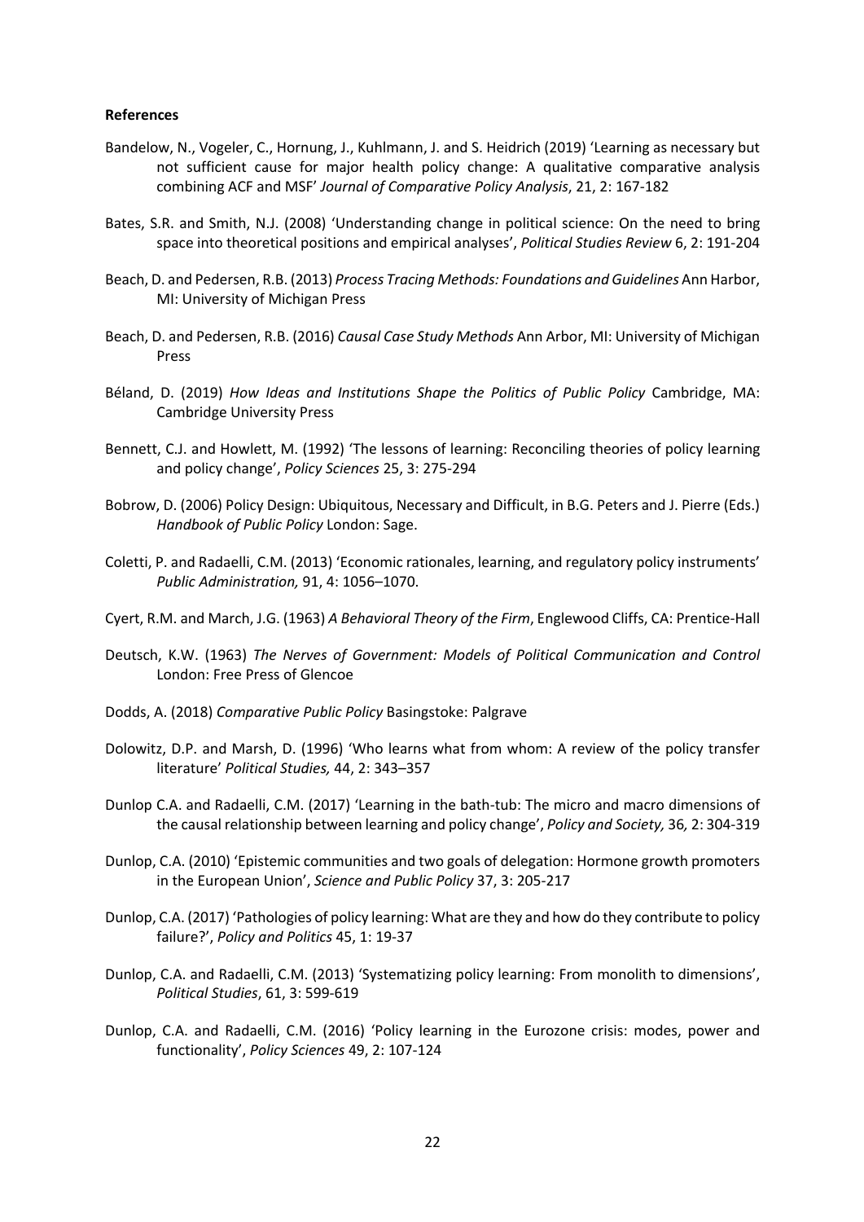**References**

Bandelow, N., Vogeler, C., Hornung, J., Kuhlmann, J. and S. Heidrich (2019) 'Learning as necessary but not sufficient cause for major health policy change: A qualitative comparative analysis combining ACF and MSF' *Journal of Comparative Policy Analysis*, 21, 2: 167-182

Bates, S.R. and Smith, N.J. (2008) 'Understanding change in political science: On the need to bring space into theoretical positions and empirical analyses', *Political Studies Review* 6, 2: 191-204

Beach, D. and Pedersen, R.B. (2013) *Process Tracing Methods: Foundations and Guidelines* Ann Harbor, MI: University of Michigan Press

Beach, D. and Pedersen, R.B. (2016) *Causal Case Study Methods* Ann Arbor, MI: University of Michigan Press

Béland, D. (2019) *How Ideas and Institutions Shape the Politics of Public Policy* Cambridge, MA: Cambridge University Press

Bennett, C.J. and Howlett, M. (1992) 'The lessons of learning: Reconciling theories of policy learning and policy change', *Policy Sciences* 25, 3: 275-294

Bobrow, D. (2006) Policy Design: Ubiquitous, Necessary and Difficult, in B.G. Peters and J. Pierre (Eds.) *Handbook of Public Policy* London: Sage.

Coletti, P. and Radaelli, C.M. (2013) 'Economic rationales, learning, and regulatory policy instruments' *Public Administration,* 91, 4: 1056–1070.

Cyert, R.M. and March, J.G. (1963) *A Behavioral Theory of the Firm*, Englewood Cliffs, CA: Prentice-Hall

Deutsch, K.W. (1963) *The Nerves of Government: Models of Political Communication and Control* London: Free Press of Glencoe

Dodds, A. (2018) *Comparative Public Policy* Basingstoke: Palgrave

Dolowitz, D.P. and Marsh, D. (1996) 'Who learns what from whom: A review of the policy transfer literature' *Political Studies,* 44, 2: 343–357

Dunlop C.A. and Radaelli, C.M. (2017) 'Learning in the bath-tub: The micro and macro dimensions of the causal relationship between learning and policy change', *Policy and Society,* 36*,* 2: 304-319

Dunlop, C.A. (2010) 'Epistemic communities and two goals of delegation: Hormone growth promoters in the European Union', *Science and Public Policy* 37, 3: 205-217

Dunlop, C.A. (2017) 'Pathologies of policy learning: What are they and how do they contribute to policy failure?', *Policy and Politics* 45, 1: 19-37

Dunlop, C.A. and Radaelli, C.M. (2013) 'Systematizing policy learning: From monolith to dimensions', *Political Studies*, 61, 3: 599-619

Dunlop, C.A. and Radaelli, C.M. (2016) 'Policy learning in the Eurozone crisis: modes, power and functionality', *Policy Sciences* 49, 2: 107-124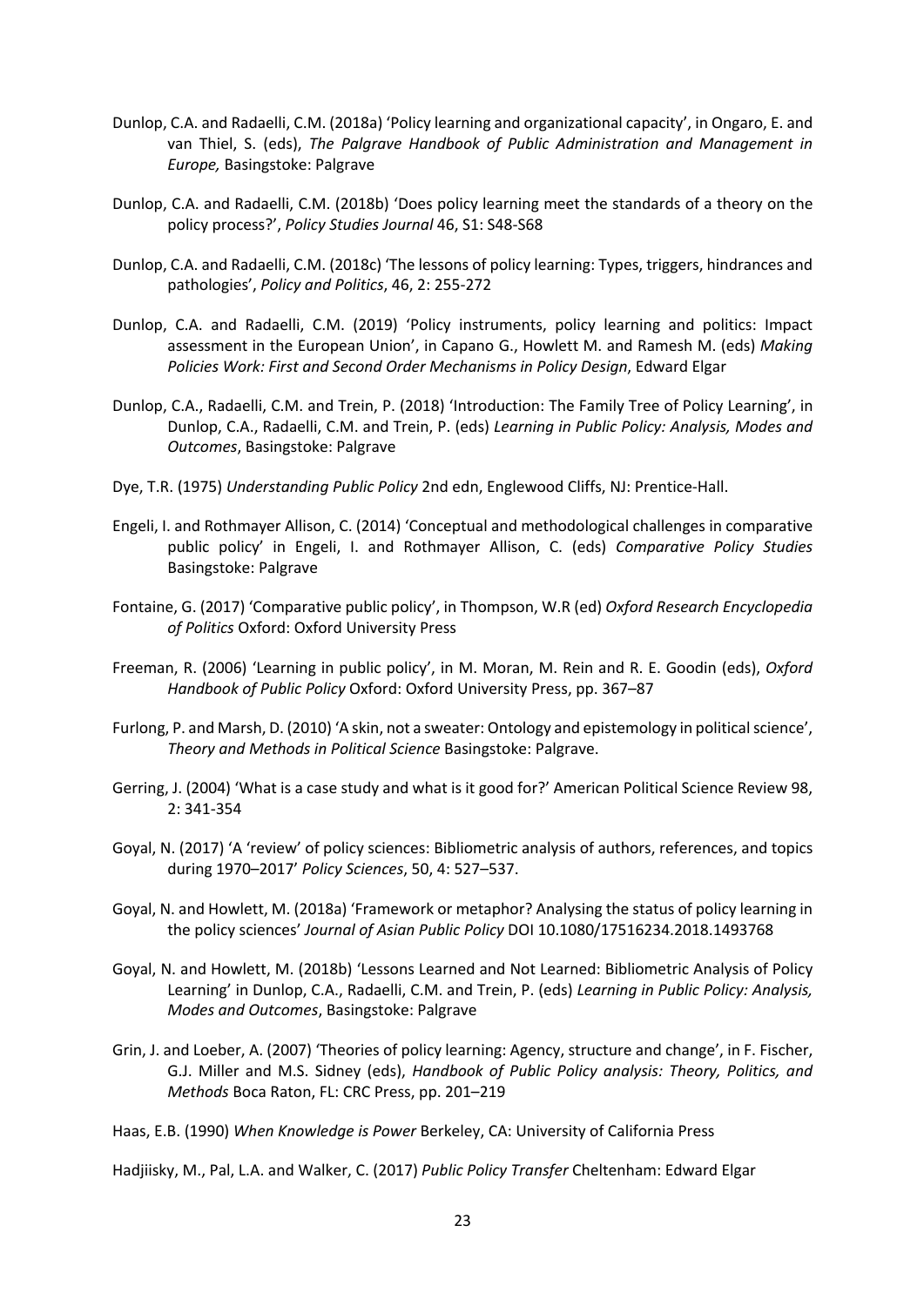Dunlop, C.A. and Radaelli, C.M. (2018a) 'Policy learning and organizational capacity', in Ongaro, E. and van Thiel, S. (eds), *The Palgrave Handbook of Public Administration and Management in Europe,* Basingstoke: Palgrave

Dunlop, C.A. and Radaelli, C.M. (2018b) 'Does policy learning meet the standards of a theory on the policy process?', *Policy Studies Journal* 46, S1: S48-S68

Dunlop, C.A. and Radaelli, C.M. (2018c) 'The lessons of policy learning: Types, triggers, hindrances and pathologies', *Policy and Politics*, 46, 2: 255-272

Dunlop, C.A. and Radaelli, C.M. (2019) 'Policy instruments, policy learning and politics: Impact assessment in the European Union', in Capano G., Howlett M. and Ramesh M. (eds) *Making Policies Work: First and Second Order Mechanisms in Policy Design*, Edward Elgar

Dunlop, C.A., Radaelli, C.M. and Trein, P. (2018) 'Introduction: The Family Tree of Policy Learning', in Dunlop, C.A., Radaelli, C.M. and Trein, P. (eds) *Learning in Public Policy: Analysis, Modes and Outcomes*, Basingstoke: Palgrave

Dye, T.R. (1975) *Understanding Public Policy* 2nd edn, Englewood Cliffs, NJ: Prentice-Hall.

Engeli, I. and Rothmayer Allison, C. (2014) 'Conceptual and methodological challenges in comparative public policy' in Engeli, I. and Rothmayer Allison, C. (eds) *Comparative Policy Studies* Basingstoke: Palgrave

Fontaine, G. (2017) 'Comparative public policy', in Thompson, W.R (ed) *Oxford Research Encyclopedia of Politics* Oxford: Oxford University Press

Freeman, R. (2006) 'Learning in public policy', in M. Moran, M. Rein and R. E. Goodin (eds), *Oxford Handbook of Public Policy* Oxford: Oxford University Press, pp. 367–87

Furlong, P. and Marsh, D. (2010) 'A skin, not a sweater: Ontology and epistemology in political science', *Theory and Methods in Political Science* Basingstoke: Palgrave.

Gerring, J. (2004) 'What is a case study and what is it good for?' American Political Science Review 98, 2: 341-354

Goyal, N. (2017) 'A 'review' of policy sciences: Bibliometric analysis of authors, references, and topics during 1970–2017' *Policy Sciences*, 50, 4: 527–537.

Goyal, N. and Howlett, M. (2018a) 'Framework or metaphor? Analysing the status of policy learning in the policy sciences' *Journal of Asian Public Policy* DOI 10.1080/17516234.2018.1493768

Goyal, N. and Howlett, M. (2018b) 'Lessons Learned and Not Learned: Bibliometric Analysis of Policy Learning' in Dunlop, C.A., Radaelli, C.M. and Trein, P. (eds) *Learning in Public Policy: Analysis, Modes and Outcomes*, Basingstoke: Palgrave

Grin, J. and Loeber, A. (2007) 'Theories of policy learning: Agency, structure and change', in F. Fischer, G.J. Miller and M.S. Sidney (eds), *Handbook of Public Policy analysis: Theory, Politics, and Methods* Boca Raton, FL: CRC Press, pp. 201–219

Haas, E.B. (1990) *When Knowledge is Power* Berkeley, CA: University of California Press

Hadjiisky, M., Pal, L.A. and Walker, C. (2017) *Public Policy Transfer* Cheltenham: Edward Elgar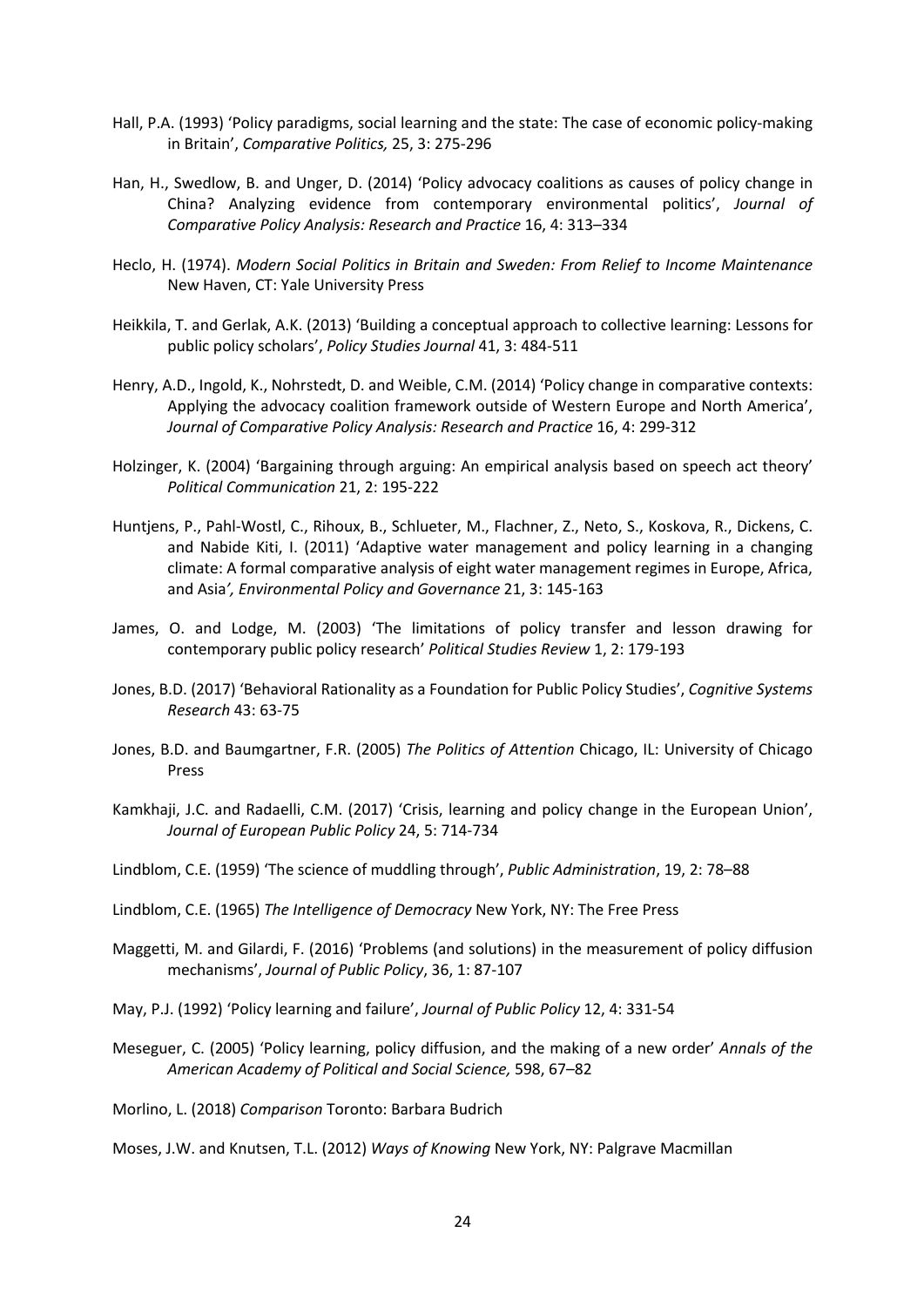Hall, P.A. (1993) 'Policy paradigms, social learning and the state: The case of economic policy-making in Britain', *Comparative Politics,* 25, 3: 275-296

Han, H., Swedlow, B. and Unger, D. (2014) 'Policy advocacy coalitions as causes of policy change in China? Analyzing evidence from contemporary environmental politics', *Journal of Comparative Policy Analysis: Research and Practice* 16, 4: 313–334

Heclo, H. (1974). *Modern Social Politics in Britain and Sweden: From Relief to Income Maintenance* New Haven, CT: Yale University Press

Heikkila, T. and Gerlak, A.K. (2013) 'Building a conceptual approach to collective learning: Lessons for public policy scholars', *Policy Studies Journal* 41, 3: 484-511

Henry, A.D., Ingold, K., Nohrstedt, D. and Weible, C.M. (2014) 'Policy change in comparative contexts: Applying the advocacy coalition framework outside of Western Europe and North America', *Journal of Comparative Policy Analysis: Research and Practice* 16, 4: 299-312

Holzinger, K. (2004) 'Bargaining through arguing: An empirical analysis based on speech act theory' *Political Communication* 21, 2: 195-222

Huntjens, P., Pahl-Wostl, C., Rihoux, B., Schlueter, M., Flachner, Z., Neto, S., Koskova, R., Dickens, C. and Nabide Kiti, I. (2011) 'Adaptive water management and policy learning in a changing climate: A formal comparative analysis of eight water management regimes in Europe, Africa, and Asia*', Environmental Policy and Governance* 21, 3: 145-163

James, O. and Lodge, M. (2003) 'The limitations of policy transfer and lesson drawing for contemporary public policy research' *Political Studies Review* 1, 2: 179-193

Jones, B.D. (2017) 'Behavioral Rationality as a Foundation for Public Policy Studies', *Cognitive Systems Research* 43: 63-75

Jones, B.D. and Baumgartner, F.R. (2005) *The Politics of Attention* Chicago, IL: University of Chicago Press

Kamkhaji, J.C. and Radaelli, C.M. (2017) 'Crisis, learning and policy change in the European Union', *Journal of European Public Policy* 24, 5: 714-734

Lindblom, C.E. (1959) 'The science of muddling through', *Public Administration*, 19, 2: 78–88

Lindblom, C.E. (1965) *The Intelligence of Democracy* New York, NY: The Free Press

Maggetti, M. and Gilardi, F. (2016) 'Problems (and solutions) in the measurement of policy diffusion mechanisms', *Journal of Public Policy*, 36, 1: 87-107

May, P.J. (1992) 'Policy learning and failure', *Journal of Public Policy* 12, 4: 331-54

Meseguer, C. (2005) 'Policy learning, policy diffusion, and the making of a new order' *Annals of the American Academy of Political and Social Science,* 598, 67–82

Morlino, L. (2018) *Comparison* Toronto: Barbara Budrich

Moses, J.W. and Knutsen, T.L. (2012) *Ways of Knowing* New York, NY: Palgrave Macmillan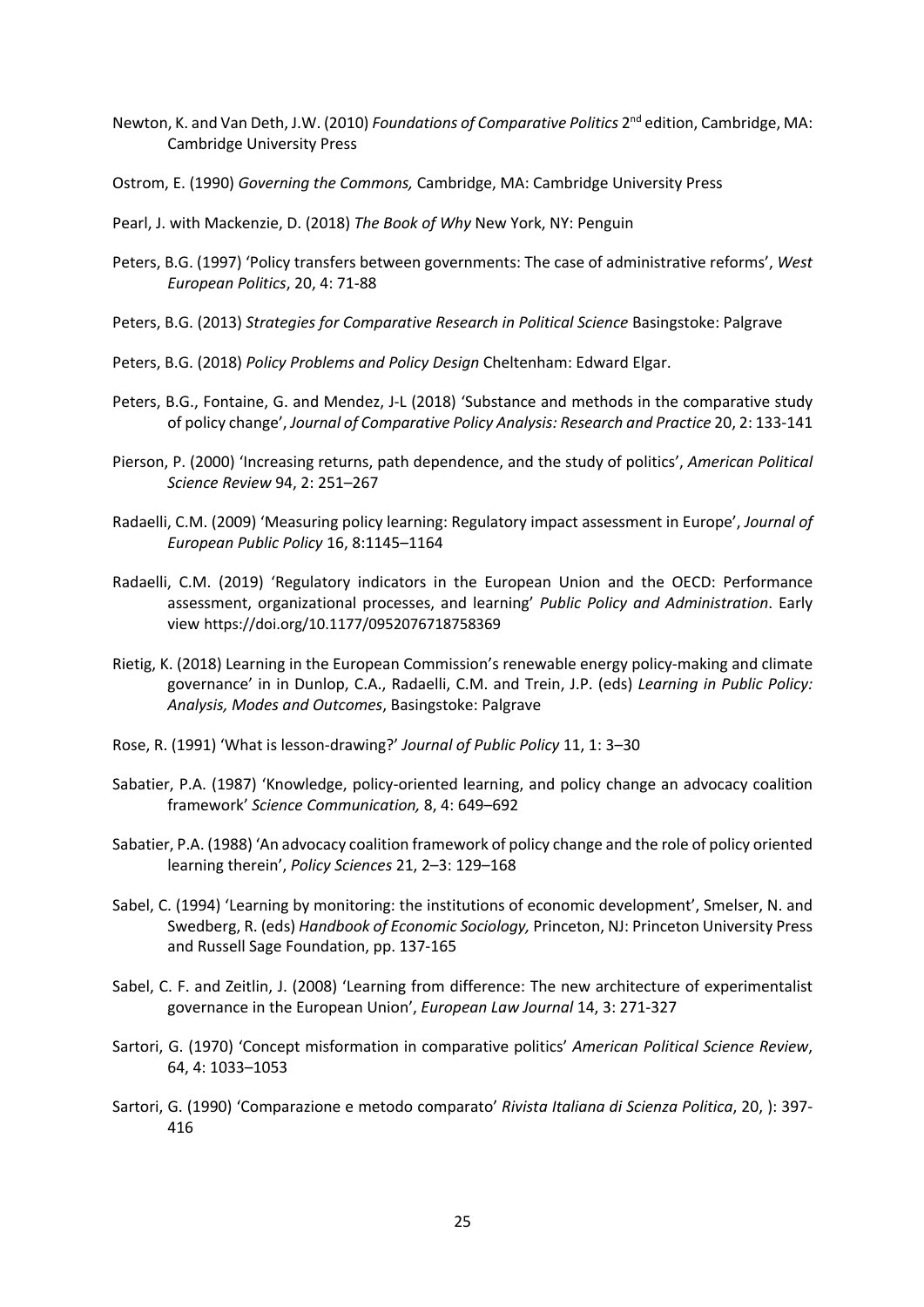Newton, K. and Van Deth, J.W. (2010) *Foundations of Comparative Politics* 2nd edition, Cambridge, MA: Cambridge University Press

Ostrom, E. (1990) *Governing the Commons,* Cambridge, MA: Cambridge University Press

Pearl, J. with Mackenzie, D. (2018) *The Book of Why* New York, NY: Penguin

Peters, B.G. (1997) 'Policy transfers between governments: The case of administrative reforms', *West European Politics*, 20, 4: 71-88

Peters, B.G. (2013) *Strategies for Comparative Research in Political Science* Basingstoke: Palgrave

Peters, B.G. (2018) *Policy Problems and Policy Design* Cheltenham: Edward Elgar.

Peters, B.G., Fontaine, G. and Mendez, J-L (2018) 'Substance and methods in the comparative study of policy change', *Journal of Comparative Policy Analysis: Research and Practice* 20, 2: 133-141

Pierson, P. (2000) 'Increasing returns, path dependence, and the study of politics', *American Political Science Review* 94, 2: 251–267

Radaelli, C.M. (2009) 'Measuring policy learning: Regulatory impact assessment in Europe', *Journal of European Public Policy* 16, 8:1145–1164

Radaelli, C.M. (2019) 'Regulatory indicators in the European Union and the OECD: Performance assessment, organizational processes, and learning' *Public Policy and Administration*. Early view https://doi.org/10.1177/0952076718758369

Rietig, K. (2018) Learning in the European Commission's renewable energy policy-making and climate governance' in in Dunlop, C.A., Radaelli, C.M. and Trein, J.P. (eds) *Learning in Public Policy: Analysis, Modes and Outcomes*, Basingstoke: Palgrave

Rose, R. (1991) 'What is lesson-drawing?' *Journal of Public Policy* 11, 1: 3–30

Sabatier, P.A. (1987) 'Knowledge, policy-oriented learning, and policy change an advocacy coalition framework' *Science Communication,* 8, 4: 649–692

Sabatier, P.A. (1988) 'An advocacy coalition framework of policy change and the role of policy oriented learning therein', *Policy Sciences* 21, 2–3: 129–168

Sabel, C. (1994) 'Learning by monitoring: the institutions of economic development', Smelser, N. and Swedberg, R. (eds) *Handbook of Economic Sociology,* Princeton, NJ: Princeton University Press and Russell Sage Foundation, pp. 137-165

Sabel, C. F. and Zeitlin, J. (2008) 'Learning from difference: The new architecture of experimentalist governance in the European Union', *European Law Journal* 14, 3: 271-327

Sartori, G. (1970) 'Concept misformation in comparative politics' *American Political Science Review*, 64, 4: 1033–1053

Sartori, G. (1990) 'Comparazione e metodo comparato' *Rivista Italiana di Scienza Politica*, 20, ): 397-416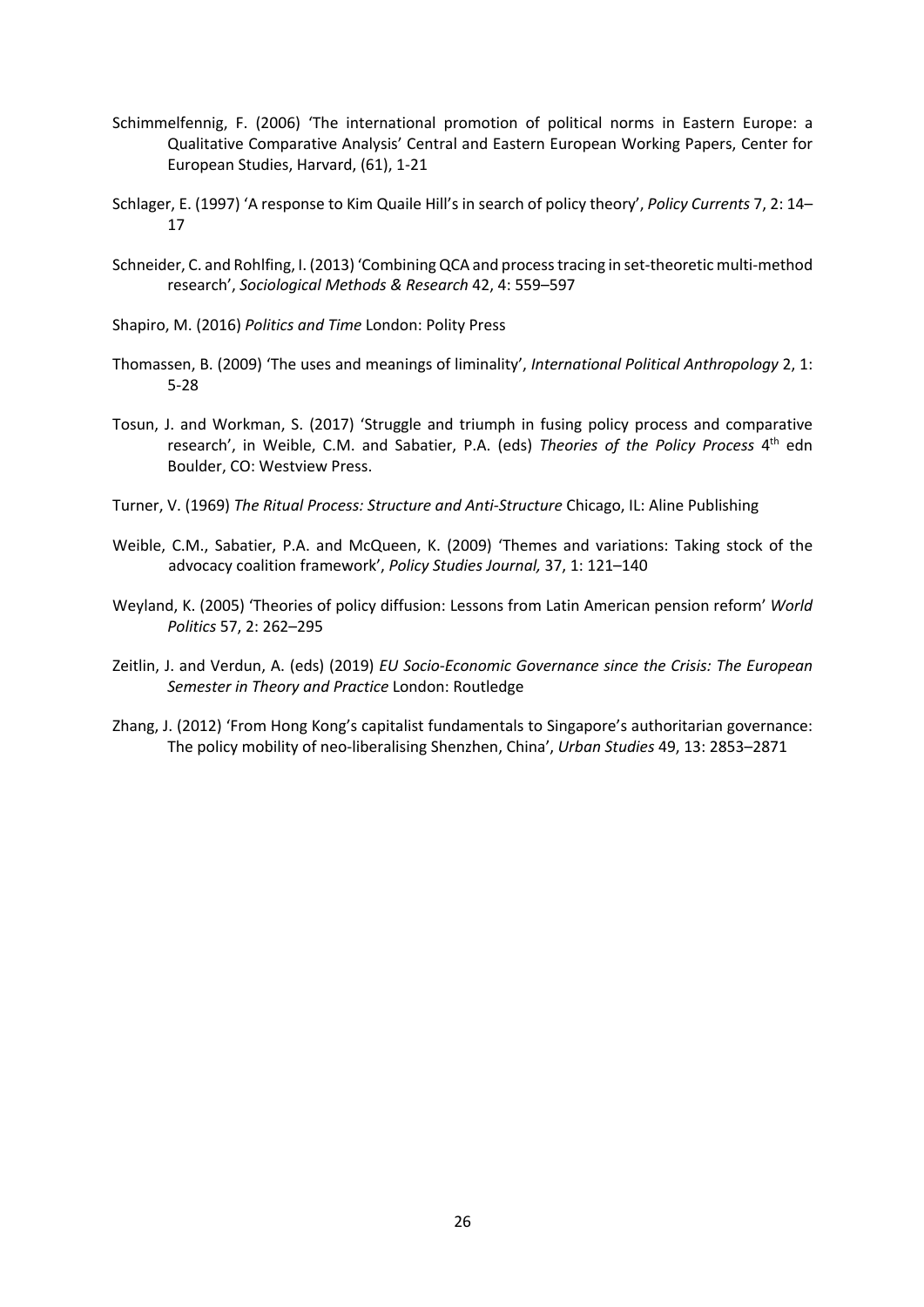Schimmelfennig, F. (2006) 'The international promotion of political norms in Eastern Europe: a Qualitative Comparative Analysis' Central and Eastern European Working Papers, Center for European Studies, Harvard, (61), 1-21

Schlager, E. (1997) 'A response to Kim Quaile Hill's in search of policy theory', *Policy Currents* 7, 2: 14–17

Schneider, C. and Rohlfing, I. (2013) 'Combining QCA and process tracing in set-theoretic multi-method research', *Sociological Methods & Research* 42, 4: 559–597

Shapiro, M. (2016) *Politics and Time* London: Polity Press

Thomassen, B. (2009) 'The uses and meanings of liminality', *International Political Anthropology* 2, 1: 5-28

Tosun, J. and Workman, S. (2017) 'Struggle and triumph in fusing policy process and comparative research', in Weible, C.M. and Sabatier, P.A. (eds) *Theories of the Policy Process* 4th edn Boulder, CO: Westview Press.

Turner, V. (1969) *The Ritual Process: Structure and Anti-Structure* Chicago, IL: Aline Publishing

Weible, C.M., Sabatier, P.A. and McQueen, K. (2009) 'Themes and variations: Taking stock of the advocacy coalition framework', *Policy Studies Journal,* 37, 1: 121–140

Weyland, K. (2005) 'Theories of policy diffusion: Lessons from Latin American pension reform' *World Politics* 57, 2: 262–295

Zeitlin, J. and Verdun, A. (eds) (2019) *EU Socio-Economic Governance since the Crisis: The European Semester in Theory and Practice* London: Routledge

Zhang, J. (2012) 'From Hong Kong's capitalist fundamentals to Singapore's authoritarian governance: The policy mobility of neo-liberalising Shenzhen, China', *Urban Studies* 49, 13: 2853–2871